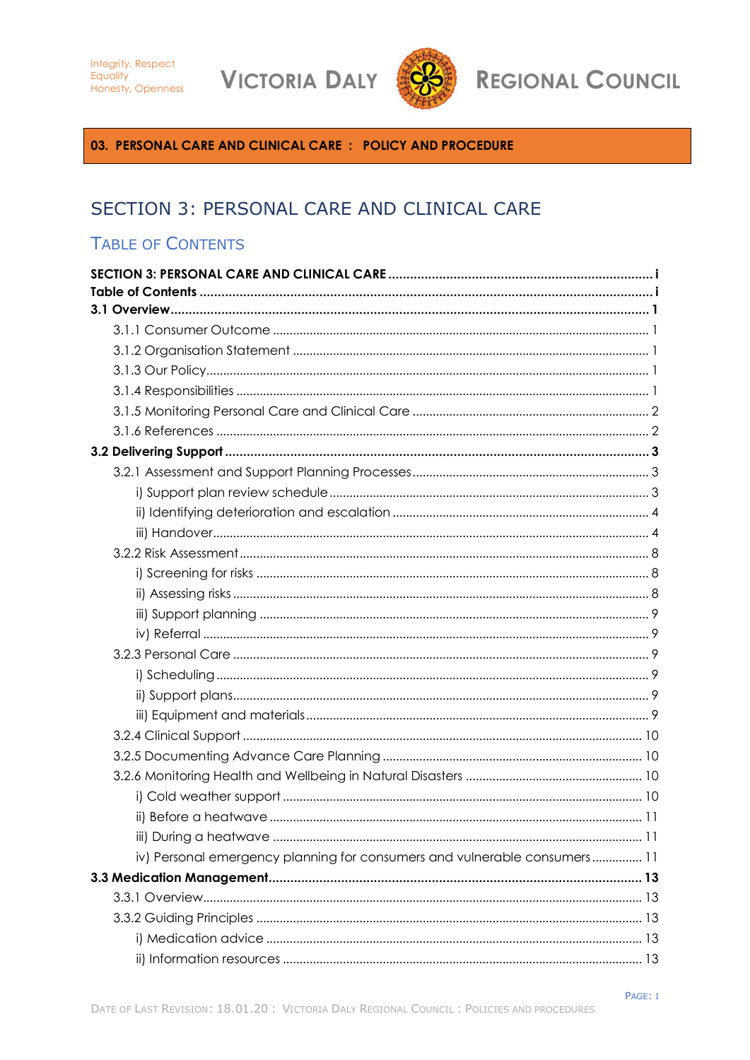Integrity, Respect
Equality
Honesty, Openness

VICTORIA DALY REGIONAL COUNCIL

**03. PERSONAL CARE AND CLINICAL CARE : POLICY AND PROCEDURE**

# SECTION 3: PERSONAL CARE AND CLINICAL CARE

## TABLE OF CONTENTS

**SECTION 3: PERSONAL CARE AND CLINICAL CARE** ........ i
**Table of Contents** ........ i
**3.1 Overview** ........ 1
- 3.1.1 Consumer Outcome ........ 1
- 3.1.2 Organisation Statement ........ 1
- 3.1.3 Our Policy ........ 1
- 3.1.4 Responsibilities ........ 1
- 3.1.5 Monitoring Personal Care and Clinical Care ........ 2
- 3.1.6 References ........ 2

**3.2 Delivering Support** ........ 3
- 3.2.1 Assessment and Support Planning Processes ........ 3
  - i) Support plan review schedule ........ 3
  - ii) Identifying deterioration and escalation ........ 4
  - iii) Handover ........ 4
- 3.2.2 Risk Assessment ........ 8
  - i) Screening for risks ........ 8
  - ii) Assessing risks ........ 8
  - iii) Support planning ........ 9
  - iv) Referral ........ 9
- 3.2.3 Personal Care ........ 9
  - i) Scheduling ........ 9
  - ii) Support plans ........ 9
  - iii) Equipment and materials ........ 9
- 3.2.4 Clinical Support ........ 10
- 3.2.5 Documenting Advance Care Planning ........ 10
- 3.2.6 Monitoring Health and Wellbeing in Natural Disasters ........ 10
  - i) Cold weather support ........ 10
  - ii) Before a heatwave ........ 11
  - iii) During a heatwave ........ 11
  - iv) Personal emergency planning for consumers and vulnerable consumers ........ 11

**3.3 Medication Management** ........ 13
- 3.3.1 Overview ........ 13
- 3.3.2 Guiding Principles ........ 13
  - i) Medication advice ........ 13
  - ii) Information resources ........ 13

DATE OF LAST REVISION: 18.01.20 : VICTORIA DALY REGIONAL COUNCIL : POLICIES AND PROCEDURES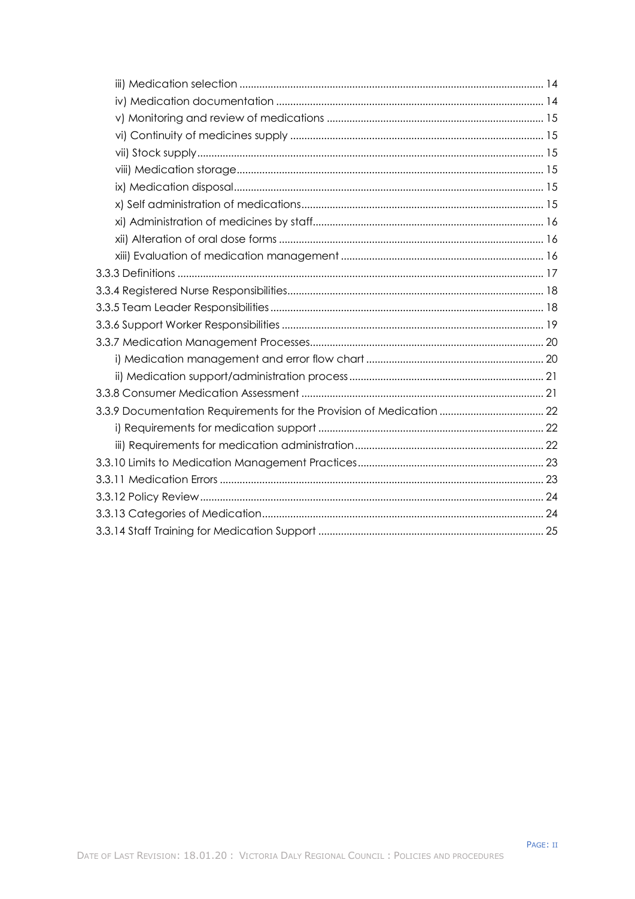iii) Medication selection ... 14
iv) Medication documentation ... 14
v) Monitoring and review of medications ... 15
vi) Continuity of medicines supply ... 15
vii) Stock supply ... 15
viii) Medication storage ... 15
ix) Medication disposal ... 15
x) Self administration of medications ... 15
xi) Administration of medicines by staff ... 16
xii) Alteration of oral dose forms ... 16
xiii) Evaluation of medication management ... 16

3.3.3 Definitions ... 17
3.3.4 Registered Nurse Responsibilities ... 18
3.3.5 Team Leader Responsibilities ... 18
3.3.6 Support Worker Responsibilities ... 19
3.3.7 Medication Management Processes ... 20

i) Medication management and error flow chart ... 20
ii) Medication support/administration process ... 21

3.3.8 Consumer Medication Assessment ... 21
3.3.9 Documentation Requirements for the Provision of Medication ... 22

i) Requirements for medication support ... 22
iii) Requirements for medication administration ... 22

3.3.10 Limits to Medication Management Practices ... 23
3.3.11 Medication Errors ... 23
3.3.12 Policy Review ... 24
3.3.13 Categories of Medication ... 24
3.3.14 Staff Training for Medication Support ... 25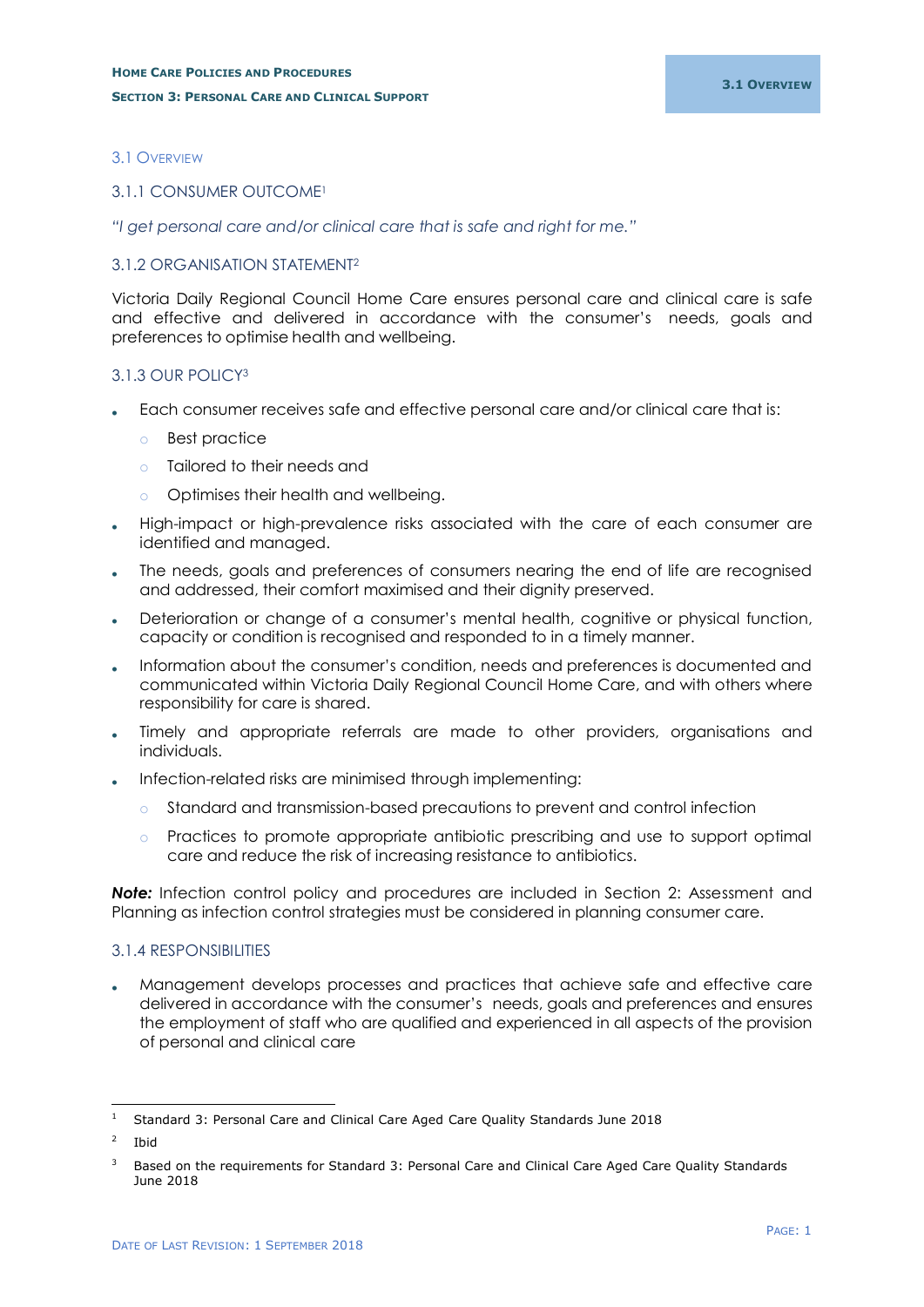## 3.1 Overview

### 3.1.1 CONSUMER OUTCOME[1]

*"I get personal care and/or clinical care that is safe and right for me."*

### 3.1.2 ORGANISATION STATEMENT[2]

Victoria Daily Regional Council Home Care ensures personal care and clinical care is safe and effective and delivered in accordance with the consumer's needs, goals and preferences to optimise health and wellbeing.

### 3.1.3 OUR POLICY[3]

- Each consumer receives safe and effective personal care and/or clinical care that is:
  - Best practice
  - Tailored to their needs and
  - Optimises their health and wellbeing.
- High-impact or high-prevalence risks associated with the care of each consumer are identified and managed.
- The needs, goals and preferences of consumers nearing the end of life are recognised and addressed, their comfort maximised and their dignity preserved.
- Deterioration or change of a consumer's mental health, cognitive or physical function, capacity or condition is recognised and responded to in a timely manner.
- Information about the consumer's condition, needs and preferences is documented and communicated within Victoria Daily Regional Council Home Care, and with others where responsibility for care is shared.
- Timely and appropriate referrals are made to other providers, organisations and individuals.
- Infection-related risks are minimised through implementing:
  - Standard and transmission-based precautions to prevent and control infection
  - Practices to promote appropriate antibiotic prescribing and use to support optimal care and reduce the risk of increasing resistance to antibiotics.

***Note:*** Infection control policy and procedures are included in Section 2: Assessment and Planning as infection control strategies must be considered in planning consumer care.

### 3.1.4 RESPONSIBILITIES

- Management develops processes and practices that achieve safe and effective care delivered in accordance with the consumer's needs, goals and preferences and ensures the employment of staff who are qualified and experienced in all aspects of the provision of personal and clinical care

---

[1] Standard 3: Personal Care and Clinical Care Aged Care Quality Standards June 2018

[2] Ibid

[3] Based on the requirements for Standard 3: Personal Care and Clinical Care Aged Care Quality Standards June 2018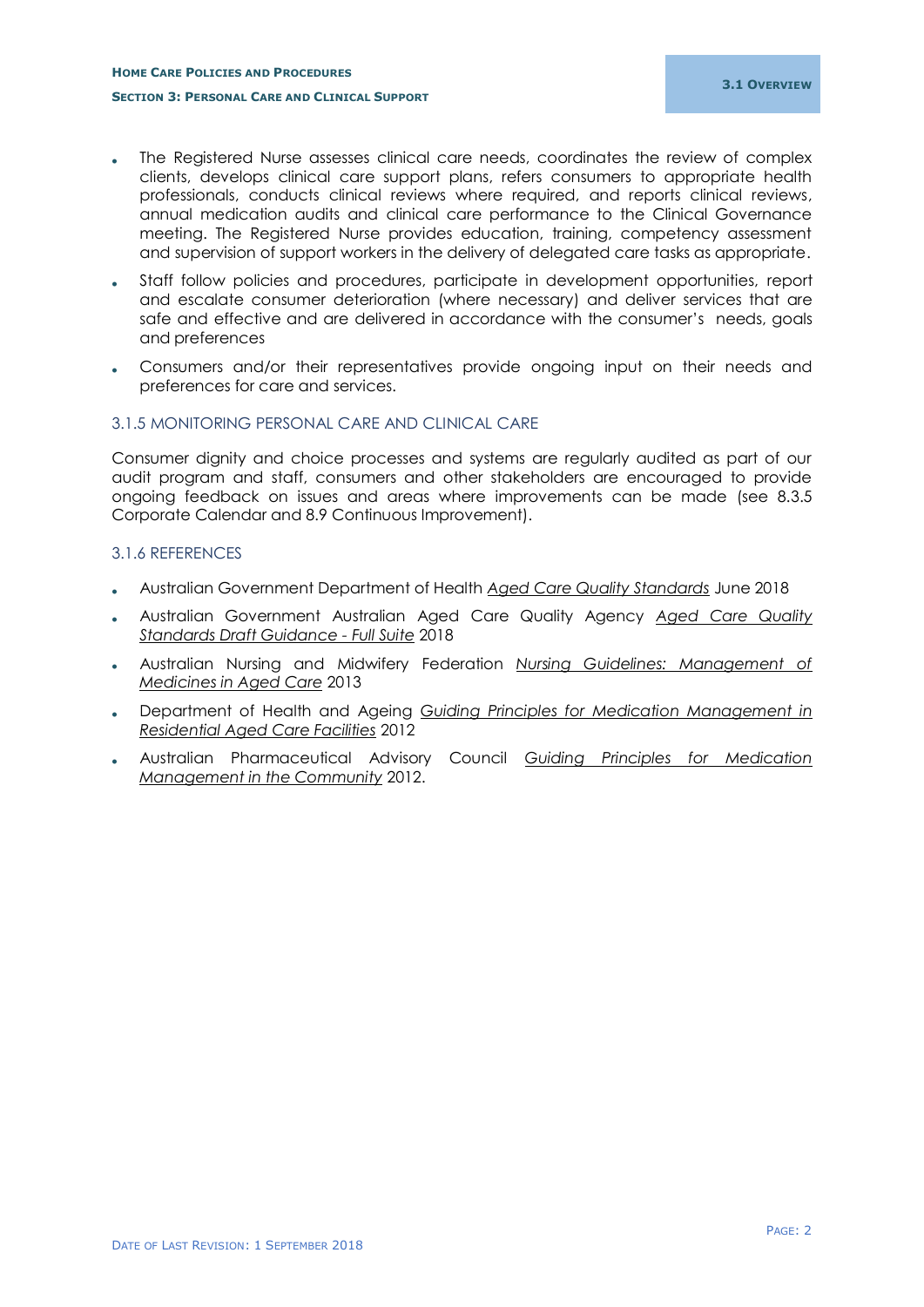- The Registered Nurse assesses clinical care needs, coordinates the review of complex clients, develops clinical care support plans, refers consumers to appropriate health professionals, conducts clinical reviews where required, and reports clinical reviews, annual medication audits and clinical care performance to the Clinical Governance meeting. The Registered Nurse provides education, training, competency assessment and supervision of support workers in the delivery of delegated care tasks as appropriate.
- Staff follow policies and procedures, participate in development opportunities, report and escalate consumer deterioration (where necessary) and deliver services that are safe and effective and are delivered in accordance with the consumer's needs, goals and preferences
- Consumers and/or their representatives provide ongoing input on their needs and preferences for care and services.

### 3.1.5 MONITORING PERSONAL CARE AND CLINICAL CARE

Consumer dignity and choice processes and systems are regularly audited as part of our audit program and staff, consumers and other stakeholders are encouraged to provide ongoing feedback on issues and areas where improvements can be made (see 8.3.5 Corporate Calendar and 8.9 Continuous Improvement).

### 3.1.6 REFERENCES

- Australian Government Department of Health *Aged Care Quality Standards* June 2018
- Australian Government Australian Aged Care Quality Agency *Aged Care Quality Standards Draft Guidance - Full Suite* 2018
- Australian Nursing and Midwifery Federation *Nursing Guidelines: Management of Medicines in Aged Care* 2013
- Department of Health and Ageing *Guiding Principles for Medication Management in Residential Aged Care Facilities* 2012
- Australian Pharmaceutical Advisory Council *Guiding Principles for Medication Management in the Community* 2012.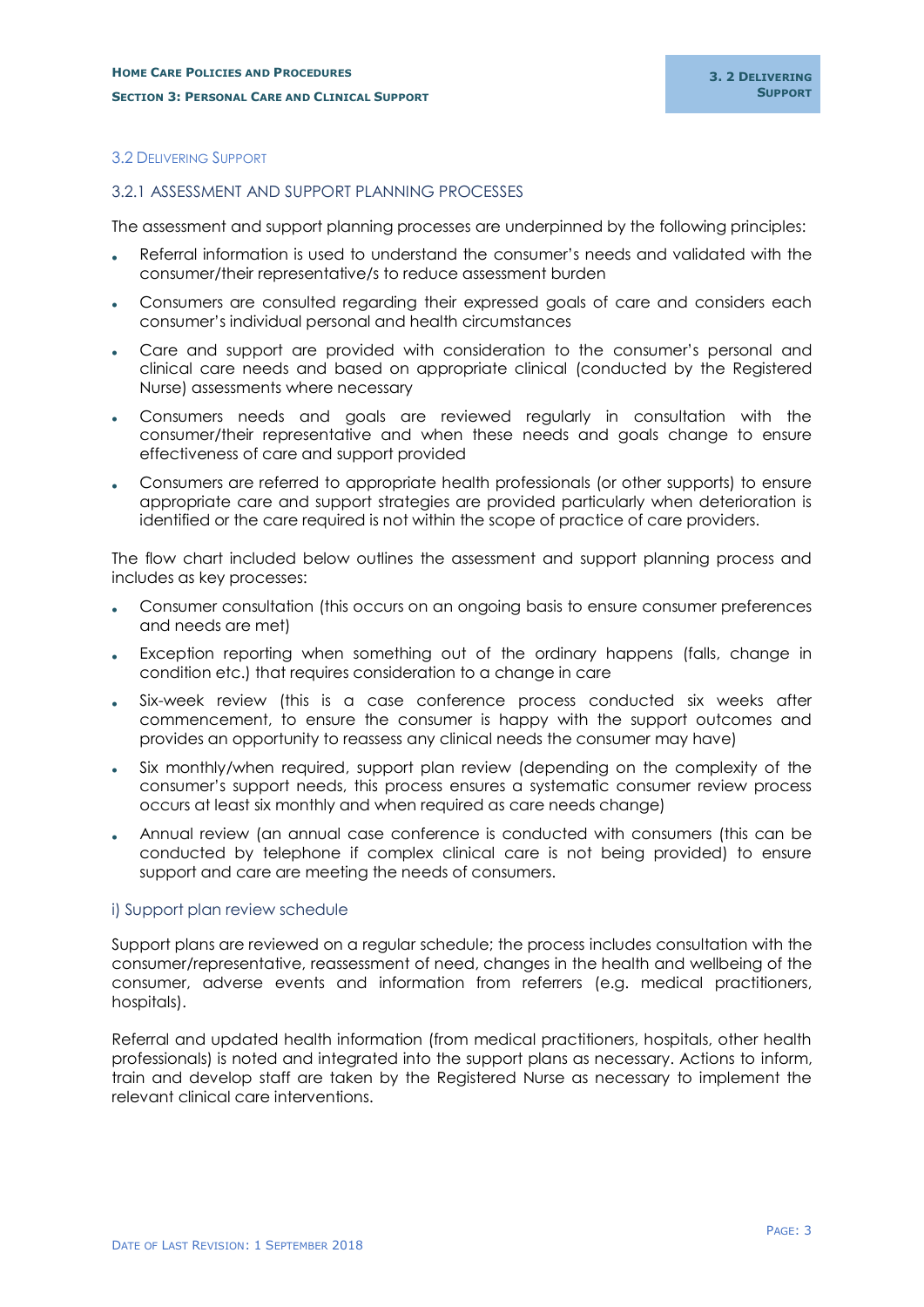## 3.2 Delivering Support

### 3.2.1 ASSESSMENT AND SUPPORT PLANNING PROCESSES

The assessment and support planning processes are underpinned by the following principles:

- Referral information is used to understand the consumer's needs and validated with the consumer/their representative/s to reduce assessment burden
- Consumers are consulted regarding their expressed goals of care and considers each consumer's individual personal and health circumstances
- Care and support are provided with consideration to the consumer's personal and clinical care needs and based on appropriate clinical (conducted by the Registered Nurse) assessments where necessary
- Consumers needs and goals are reviewed regularly in consultation with the consumer/their representative and when these needs and goals change to ensure effectiveness of care and support provided
- Consumers are referred to appropriate health professionals (or other supports) to ensure appropriate care and support strategies are provided particularly when deterioration is identified or the care required is not within the scope of practice of care providers.

The flow chart included below outlines the assessment and support planning process and includes as key processes:

- Consumer consultation (this occurs on an ongoing basis to ensure consumer preferences and needs are met)
- Exception reporting when something out of the ordinary happens (falls, change in condition etc.) that requires consideration to a change in care
- Six-week review (this is a case conference process conducted six weeks after commencement, to ensure the consumer is happy with the support outcomes and provides an opportunity to reassess any clinical needs the consumer may have)
- Six monthly/when required, support plan review (depending on the complexity of the consumer's support needs, this process ensures a systematic consumer review process occurs at least six monthly and when required as care needs change)
- Annual review (an annual case conference is conducted with consumers (this can be conducted by telephone if complex clinical care is not being provided) to ensure support and care are meeting the needs of consumers.

#### i) Support plan review schedule

Support plans are reviewed on a regular schedule; the process includes consultation with the consumer/representative, reassessment of need, changes in the health and wellbeing of the consumer, adverse events and information from referrers (e.g. medical practitioners, hospitals).

Referral and updated health information (from medical practitioners, hospitals, other health professionals) is noted and integrated into the support plans as necessary. Actions to inform, train and develop staff are taken by the Registered Nurse as necessary to implement the relevant clinical care interventions.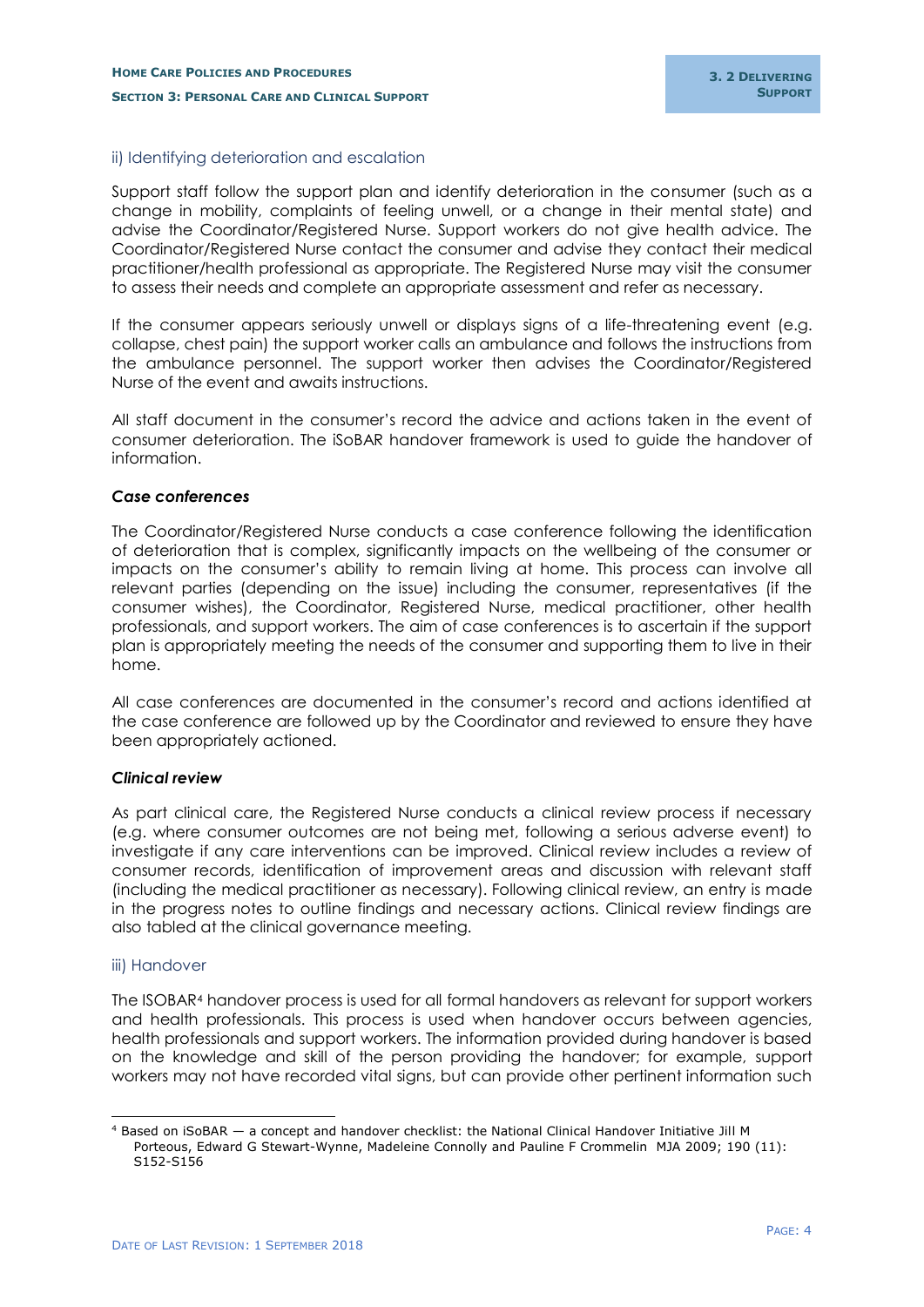### ii) Identifying deterioration and escalation

Support staff follow the support plan and identify deterioration in the consumer (such as a change in mobility, complaints of feeling unwell, or a change in their mental state) and advise the Coordinator/Registered Nurse. Support workers do not give health advice. The Coordinator/Registered Nurse contact the consumer and advise they contact their medical practitioner/health professional as appropriate. The Registered Nurse may visit the consumer to assess their needs and complete an appropriate assessment and refer as necessary.

If the consumer appears seriously unwell or displays signs of a life-threatening event (e.g. collapse, chest pain) the support worker calls an ambulance and follows the instructions from the ambulance personnel. The support worker then advises the Coordinator/Registered Nurse of the event and awaits instructions.

All staff document in the consumer's record the advice and actions taken in the event of consumer deterioration. The iSoBAR handover framework is used to guide the handover of information.

#### *Case conferences*

The Coordinator/Registered Nurse conducts a case conference following the identification of deterioration that is complex, significantly impacts on the wellbeing of the consumer or impacts on the consumer's ability to remain living at home. This process can involve all relevant parties (depending on the issue) including the consumer, representatives (if the consumer wishes), the Coordinator, Registered Nurse, medical practitioner, other health professionals, and support workers. The aim of case conferences is to ascertain if the support plan is appropriately meeting the needs of the consumer and supporting them to live in their home.

All case conferences are documented in the consumer's record and actions identified at the case conference are followed up by the Coordinator and reviewed to ensure they have been appropriately actioned.

#### *Clinical review*

As part clinical care, the Registered Nurse conducts a clinical review process if necessary (e.g. where consumer outcomes are not being met, following a serious adverse event) to investigate if any care interventions can be improved. Clinical review includes a review of consumer records, identification of improvement areas and discussion with relevant staff (including the medical practitioner as necessary). Following clinical review, an entry is made in the progress notes to outline findings and necessary actions. Clinical review findings are also tabled at the clinical governance meeting.

### iii) Handover

The ISOBAR[4] handover process is used for all formal handovers as relevant for support workers and health professionals. This process is used when handover occurs between agencies, health professionals and support workers. The information provided during handover is based on the knowledge and skill of the person providing the handover; for example, support workers may not have recorded vital signs, but can provide other pertinent information such

[4] Based on iSoBAR — a concept and handover checklist: the National Clinical Handover Initiative Jill M Porteous, Edward G Stewart-Wynne, Madeleine Connolly and Pauline F Crommelin MJA 2009; 190 (11): S152-S156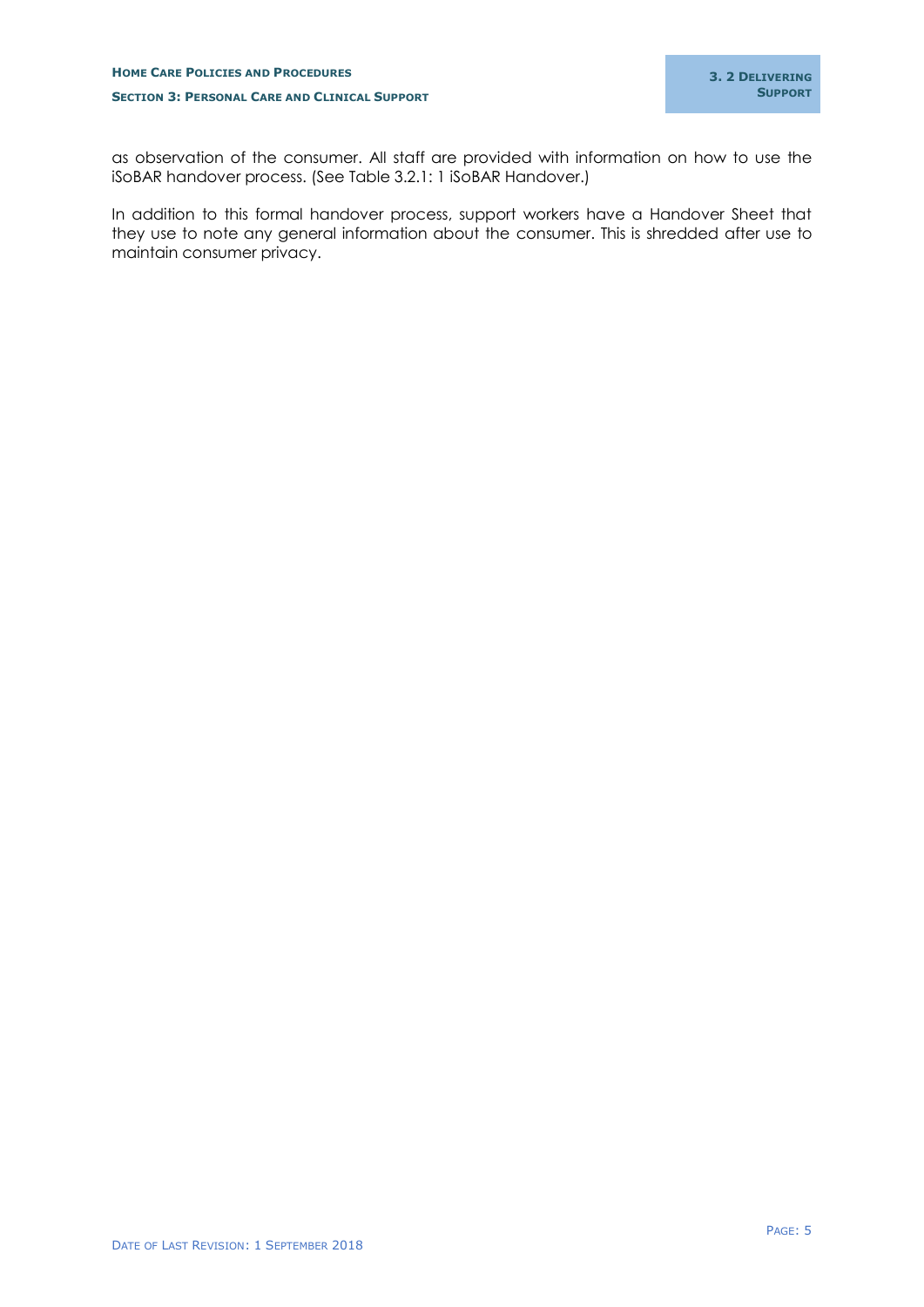as observation of the consumer. All staff are provided with information on how to use the iSoBAR handover process. (See Table 3.2.1: 1 iSoBAR Handover.)

In addition to this formal handover process, support workers have a Handover Sheet that they use to note any general information about the consumer. This is shredded after use to maintain consumer privacy.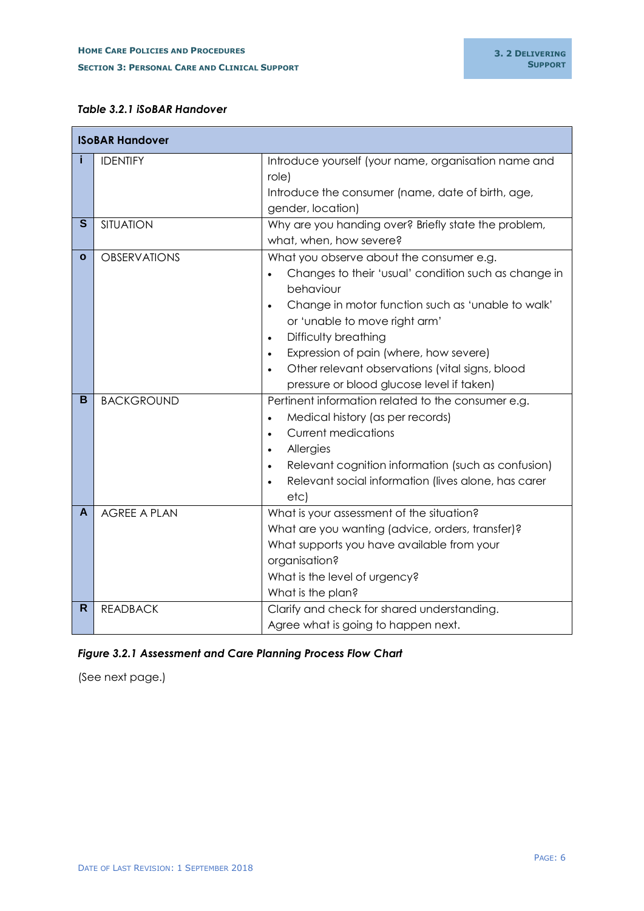*Table 3.2.1 iSoBAR Handover*

| ISoBAR Handover | | |
|---|---|---|
| i | IDENTIFY | Introduce yourself (your name, organisation name and role)<br>Introduce the consumer (name, date of birth, age, gender, location) |
| S | SITUATION | Why are you handing over? Briefly state the problem, what, when, how severe? |
| o | OBSERVATIONS | What you observe about the consumer e.g.<br>• Changes to their 'usual' condition such as change in behaviour<br>• Change in motor function such as 'unable to walk' or 'unable to move right arm'<br>• Difficulty breathing<br>• Expression of pain (where, how severe)<br>• Other relevant observations (vital signs, blood pressure or blood glucose level if taken) |
| B | BACKGROUND | Pertinent information related to the consumer e.g.<br>• Medical history (as per records)<br>• Current medications<br>• Allergies<br>• Relevant cognition information (such as confusion)<br>• Relevant social information (lives alone, has carer etc) |
| A | AGREE A PLAN | What is your assessment of the situation?<br>What are you wanting (advice, orders, transfer)?<br>What supports you have available from your organisation?<br>What is the level of urgency?<br>What is the plan? |
| R | READBACK | Clarify and check for shared understanding.<br>Agree what is going to happen next. |

*Figure 3.2.1 Assessment and Care Planning Process Flow Chart*

(See next page.)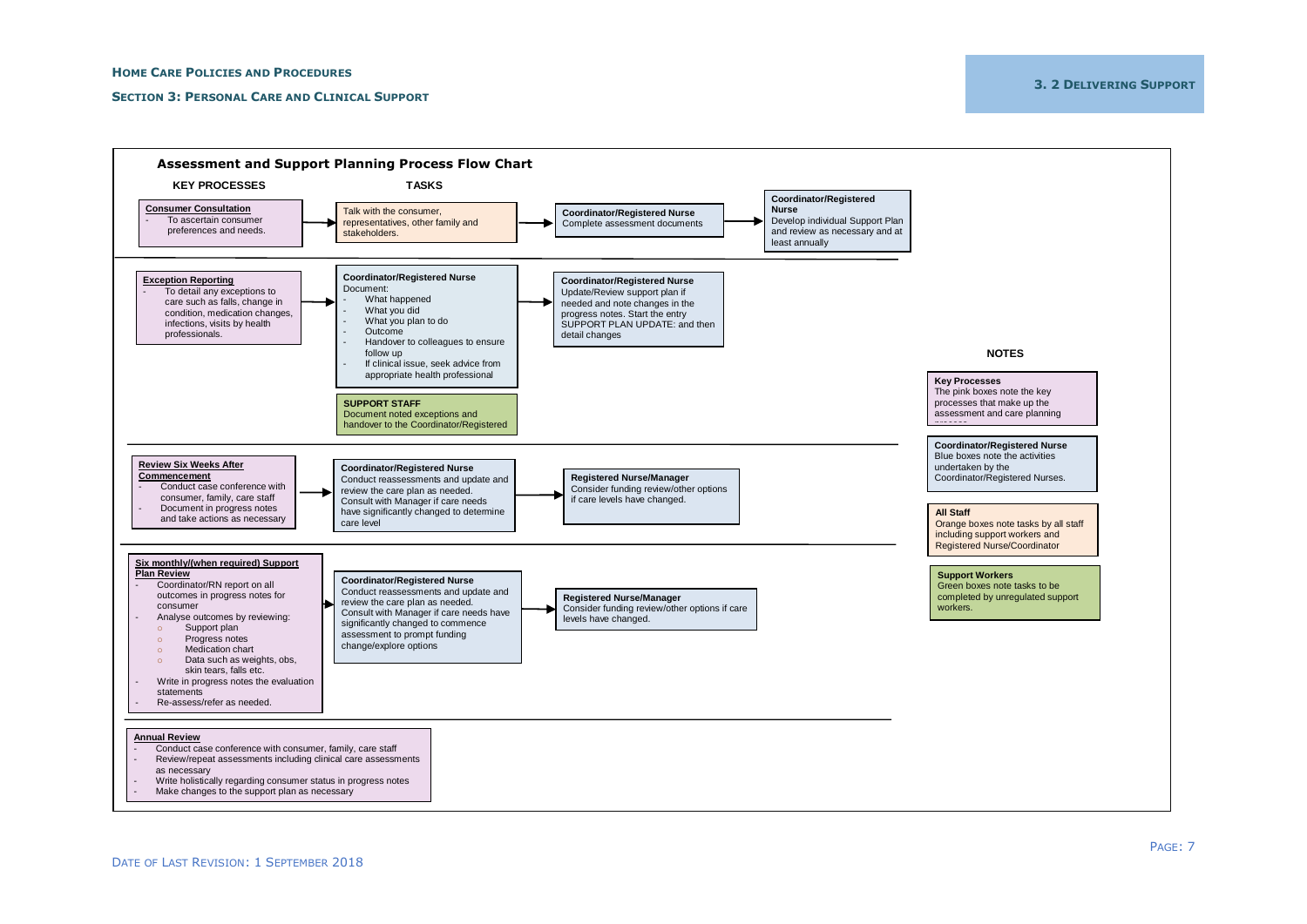# Assessment and Support Planning Process Flow Chart

**KEY PROCESSES** | **TASKS**

---

**Consumer Consultation**
- To ascertain consumer preferences and needs.

→ Talk with the consumer, representatives, other family and stakeholders.

→ **Coordinator/Registered Nurse**
Complete assessment documents

→ **Coordinator/Registered Nurse**
Develop individual Support Plan and review as necessary and at least annually

---

**Exception Reporting**
- To detail any exceptions to care such as falls, change in condition, medication changes, infections, visits by health professionals.

→ **Coordinator/Registered Nurse**
Document:
- What happened
- What you did
- What you plan to do
- Outcome
- Handover to colleagues to ensure follow up
- If clinical issue, seek advice from appropriate health professional

**SUPPORT STAFF**
Document noted exceptions and handover to the Coordinator/Registered

→ **Coordinator/Registered Nurse**
Update/Review support plan if needed and note changes in the progress notes. Start the entry SUPPORT PLAN UPDATE: and then detail changes

---

**Review Six Weeks After Commencement**
- Conduct case conference with consumer, family, care staff
- Document in progress notes and take actions as necessary

→ **Coordinator/Registered Nurse**
Conduct reassessments and update and review the care plan as needed. Consult with Manager if care needs have significantly changed to determine care level

→ **Registered Nurse/Manager**
Consider funding review/other options if care levels have changed.

---

**Six monthly/(when required) Support Plan Review**
- Coordinator/RN report on all outcomes in progress notes for consumer
- Analyse outcomes by reviewing:
  - Support plan
  - Progress notes
  - Medication chart
  - Data such as weights, obs, skin tears, falls etc.
- Write in progress notes the evaluation statements
- Re-assess/refer as needed.

→ **Coordinator/Registered Nurse**
Conduct reassessments and update and review the care plan as needed. Consult with Manager if care needs have significantly changed to commence assessment to prompt funding change/explore options

→ **Registered Nurse/Manager**
Consider funding review/other options if care levels have changed.

---

**Annual Review**
- Conduct case conference with consumer, family, care staff
- Review/repeat assessments including clinical care assessments as necessary
- Write holistically regarding consumer status in progress notes
- Make changes to the support plan as necessary

---

## NOTES

**Key Processes**
The pink boxes note the key processes that make up the assessment and care planning process

**Coordinator/Registered Nurse**
Blue boxes note the activities undertaken by the Coordinator/Registered Nurses.

**All Staff**
Orange boxes note tasks by all staff including support workers and Registered Nurse/Coordinator

**Support Workers**
Green boxes note tasks to be completed by unregulated support workers.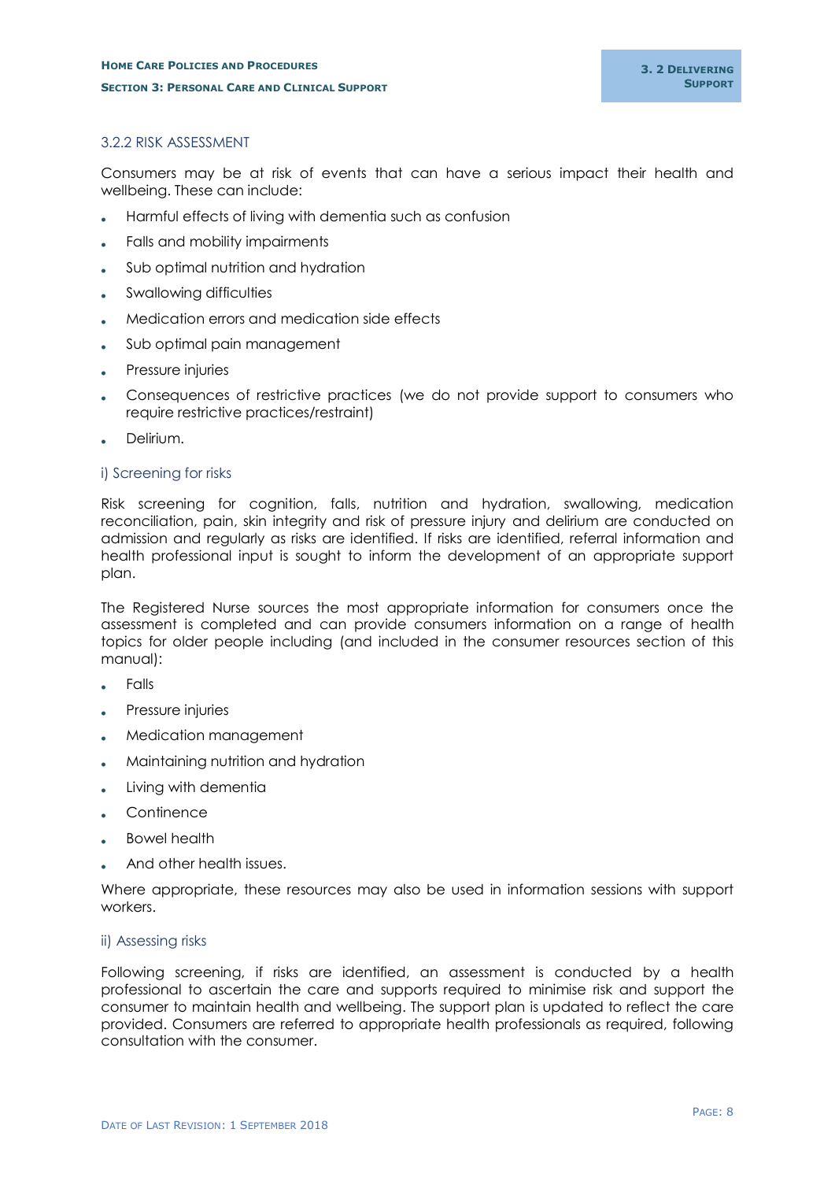### 3.2.2 RISK ASSESSMENT

Consumers may be at risk of events that can have a serious impact their health and wellbeing. These can include:

- Harmful effects of living with dementia such as confusion
- Falls and mobility impairments
- Sub optimal nutrition and hydration
- Swallowing difficulties
- Medication errors and medication side effects
- Sub optimal pain management
- Pressure injuries
- Consequences of restrictive practices (we do not provide support to consumers who require restrictive practices/restraint)
- Delirium.

#### i) Screening for risks

Risk screening for cognition, falls, nutrition and hydration, swallowing, medication reconciliation, pain, skin integrity and risk of pressure injury and delirium are conducted on admission and regularly as risks are identified. If risks are identified, referral information and health professional input is sought to inform the development of an appropriate support plan.

The Registered Nurse sources the most appropriate information for consumers once the assessment is completed and can provide consumers information on a range of health topics for older people including (and included in the consumer resources section of this manual):

- Falls
- Pressure injuries
- Medication management
- Maintaining nutrition and hydration
- Living with dementia
- Continence
- Bowel health
- And other health issues.

Where appropriate, these resources may also be used in information sessions with support workers.

#### ii) Assessing risks

Following screening, if risks are identified, an assessment is conducted by a health professional to ascertain the care and supports required to minimise risk and support the consumer to maintain health and wellbeing. The support plan is updated to reflect the care provided. Consumers are referred to appropriate health professionals as required, following consultation with the consumer.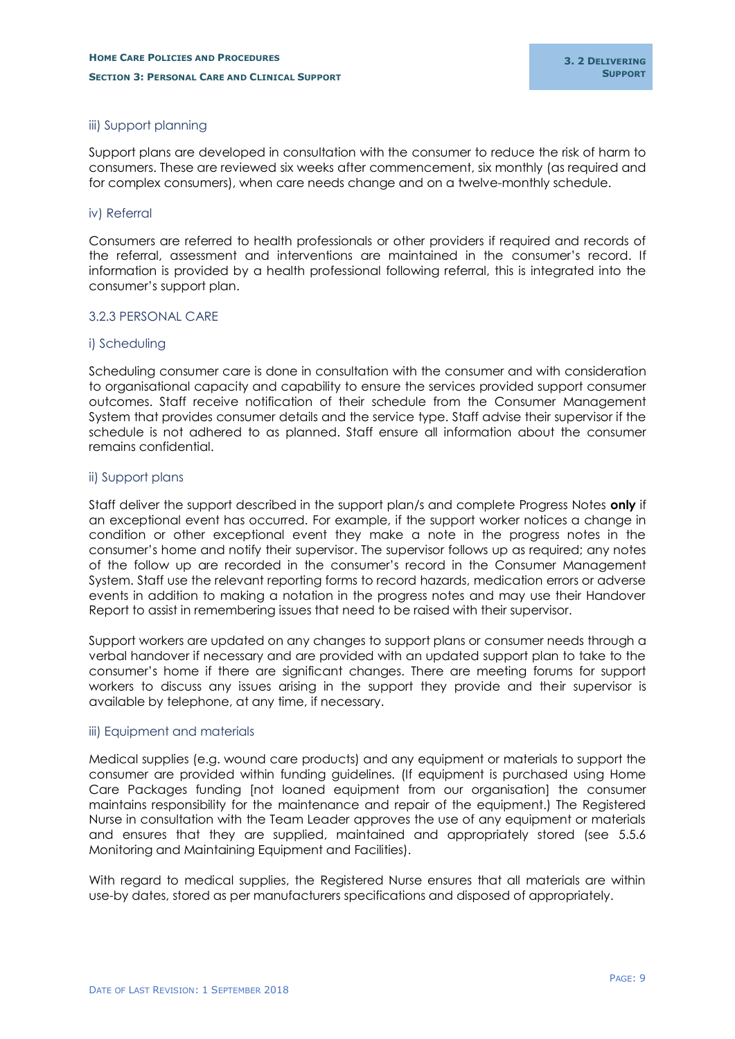### iii) Support planning

Support plans are developed in consultation with the consumer to reduce the risk of harm to consumers. These are reviewed six weeks after commencement, six monthly (as required and for complex consumers), when care needs change and on a twelve-monthly schedule.

### iv) Referral

Consumers are referred to health professionals or other providers if required and records of the referral, assessment and interventions are maintained in the consumer's record. If information is provided by a health professional following referral, this is integrated into the consumer's support plan.

## 3.2.3 PERSONAL CARE

### i) Scheduling

Scheduling consumer care is done in consultation with the consumer and with consideration to organisational capacity and capability to ensure the services provided support consumer outcomes. Staff receive notification of their schedule from the Consumer Management System that provides consumer details and the service type. Staff advise their supervisor if the schedule is not adhered to as planned. Staff ensure all information about the consumer remains confidential.

### ii) Support plans

Staff deliver the support described in the support plan/s and complete Progress Notes **only** if an exceptional event has occurred. For example, if the support worker notices a change in condition or other exceptional event they make a note in the progress notes in the consumer's home and notify their supervisor. The supervisor follows up as required; any notes of the follow up are recorded in the consumer's record in the Consumer Management System. Staff use the relevant reporting forms to record hazards, medication errors or adverse events in addition to making a notation in the progress notes and may use their Handover Report to assist in remembering issues that need to be raised with their supervisor.

Support workers are updated on any changes to support plans or consumer needs through a verbal handover if necessary and are provided with an updated support plan to take to the consumer's home if there are significant changes. There are meeting forums for support workers to discuss any issues arising in the support they provide and their supervisor is available by telephone, at any time, if necessary.

### iii) Equipment and materials

Medical supplies (e.g. wound care products) and any equipment or materials to support the consumer are provided within funding guidelines. (If equipment is purchased using Home Care Packages funding [not loaned equipment from our organisation] the consumer maintains responsibility for the maintenance and repair of the equipment.) The Registered Nurse in consultation with the Team Leader approves the use of any equipment or materials and ensures that they are supplied, maintained and appropriately stored (see *5.5.6 Monitoring and Maintaining Equipment and Facilities*).

With regard to medical supplies, the Registered Nurse ensures that all materials are within use-by dates, stored as per manufacturers specifications and disposed of appropriately.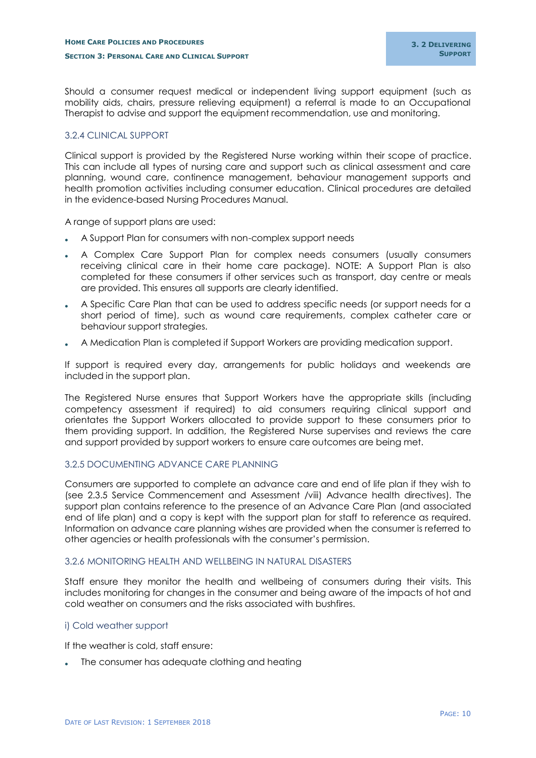Should a consumer request medical or independent living support equipment (such as mobility aids, chairs, pressure relieving equipment) a referral is made to an Occupational Therapist to advise and support the equipment recommendation, use and monitoring.

### 3.2.4 CLINICAL SUPPORT

Clinical support is provided by the Registered Nurse working within their scope of practice. This can include all types of nursing care and support such as clinical assessment and care planning, wound care, continence management, behaviour management supports and health promotion activities including consumer education. Clinical procedures are detailed in the evidence-based Nursing Procedures Manual.

A range of support plans are used:

- A Support Plan for consumers with non-complex support needs
- A Complex Care Support Plan for complex needs consumers (usually consumers receiving clinical care in their home care package). NOTE: A Support Plan is also completed for these consumers if other services such as transport, day centre or meals are provided. This ensures all supports are clearly identified.
- A Specific Care Plan that can be used to address specific needs (or support needs for a short period of time), such as wound care requirements, complex catheter care or behaviour support strategies.
- A Medication Plan is completed if Support Workers are providing medication support.

If support is required every day, arrangements for public holidays and weekends are included in the support plan.

The Registered Nurse ensures that Support Workers have the appropriate skills (including competency assessment if required) to aid consumers requiring clinical support and orientates the Support Workers allocated to provide support to these consumers prior to them providing support. In addition, the Registered Nurse supervises and reviews the care and support provided by support workers to ensure care outcomes are being met.

### 3.2.5 DOCUMENTING ADVANCE CARE PLANNING

Consumers are supported to complete an advance care and end of life plan if they wish to (see 2.3.5 Service Commencement and Assessment /viii) Advance health directives). The support plan contains reference to the presence of an Advance Care Plan (and associated end of life plan) and a copy is kept with the support plan for staff to reference as required. Information on advance care planning wishes are provided when the consumer is referred to other agencies or health professionals with the consumer's permission.

### 3.2.6 MONITORING HEALTH AND WELLBEING IN NATURAL DISASTERS

Staff ensure they monitor the health and wellbeing of consumers during their visits. This includes monitoring for changes in the consumer and being aware of the impacts of hot and cold weather on consumers and the risks associated with bushfires.

#### i) Cold weather support

If the weather is cold, staff ensure:

- The consumer has adequate clothing and heating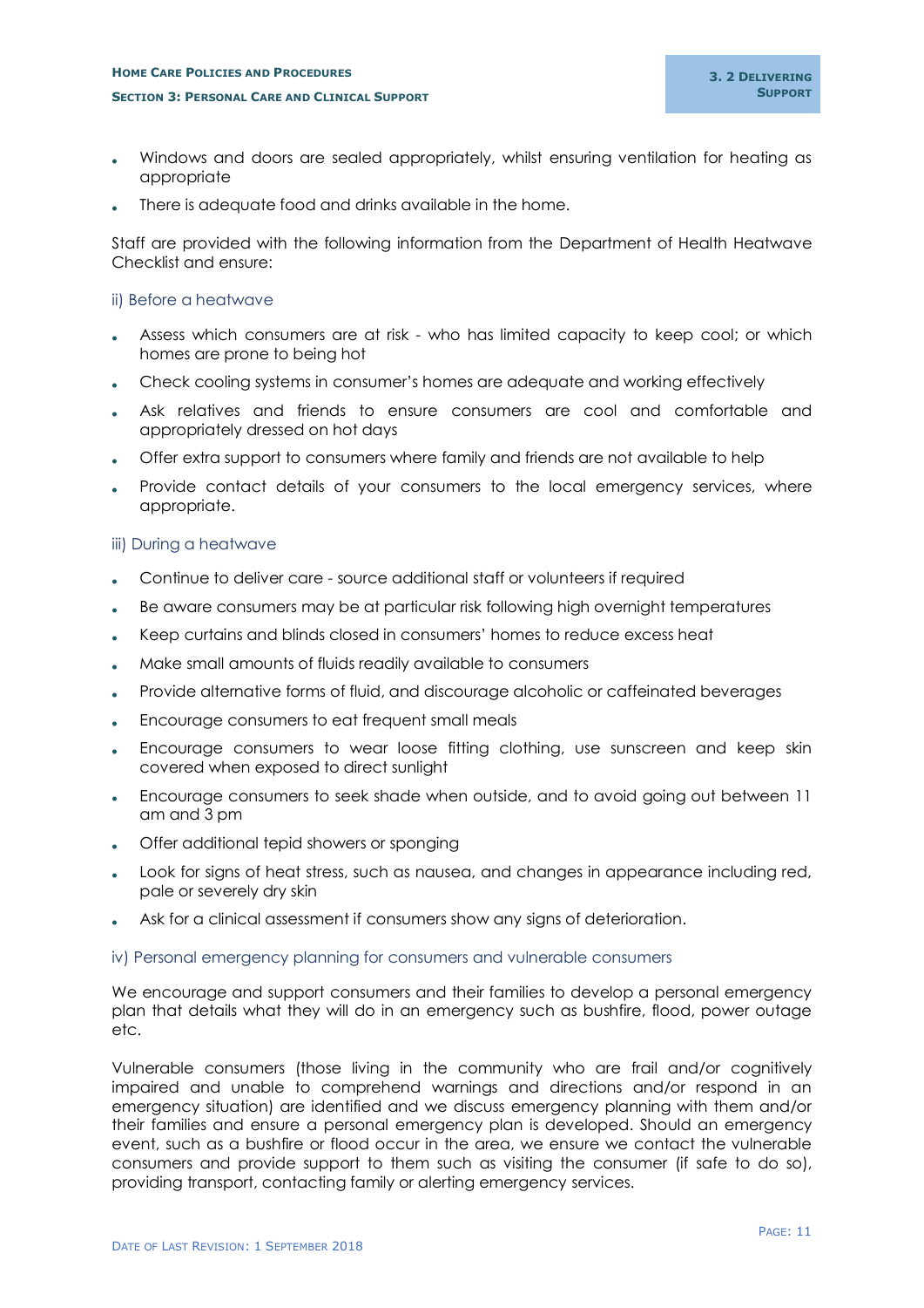- Windows and doors are sealed appropriately, whilst ensuring ventilation for heating as appropriate
- There is adequate food and drinks available in the home.

Staff are provided with the following information from the Department of Health Heatwave Checklist and ensure:

### ii) Before a heatwave

- Assess which consumers are at risk - who has limited capacity to keep cool; or which homes are prone to being hot
- Check cooling systems in consumer's homes are adequate and working effectively
- Ask relatives and friends to ensure consumers are cool and comfortable and appropriately dressed on hot days
- Offer extra support to consumers where family and friends are not available to help
- Provide contact details of your consumers to the local emergency services, where appropriate.

### iii) During a heatwave

- Continue to deliver care - source additional staff or volunteers if required
- Be aware consumers may be at particular risk following high overnight temperatures
- Keep curtains and blinds closed in consumers' homes to reduce excess heat
- Make small amounts of fluids readily available to consumers
- Provide alternative forms of fluid, and discourage alcoholic or caffeinated beverages
- Encourage consumers to eat frequent small meals
- Encourage consumers to wear loose fitting clothing, use sunscreen and keep skin covered when exposed to direct sunlight
- Encourage consumers to seek shade when outside, and to avoid going out between 11 am and 3 pm
- Offer additional tepid showers or sponging
- Look for signs of heat stress, such as nausea, and changes in appearance including red, pale or severely dry skin
- Ask for a clinical assessment if consumers show any signs of deterioration.

### iv) Personal emergency planning for consumers and vulnerable consumers

We encourage and support consumers and their families to develop a personal emergency plan that details what they will do in an emergency such as bushfire, flood, power outage etc.

Vulnerable consumers (those living in the community who are frail and/or cognitively impaired and unable to comprehend warnings and directions and/or respond in an emergency situation) are identified and we discuss emergency planning with them and/or their families and ensure a personal emergency plan is developed. Should an emergency event, such as a bushfire or flood occur in the area, we ensure we contact the vulnerable consumers and provide support to them such as visiting the consumer (if safe to do so), providing transport, contacting family or alerting emergency services.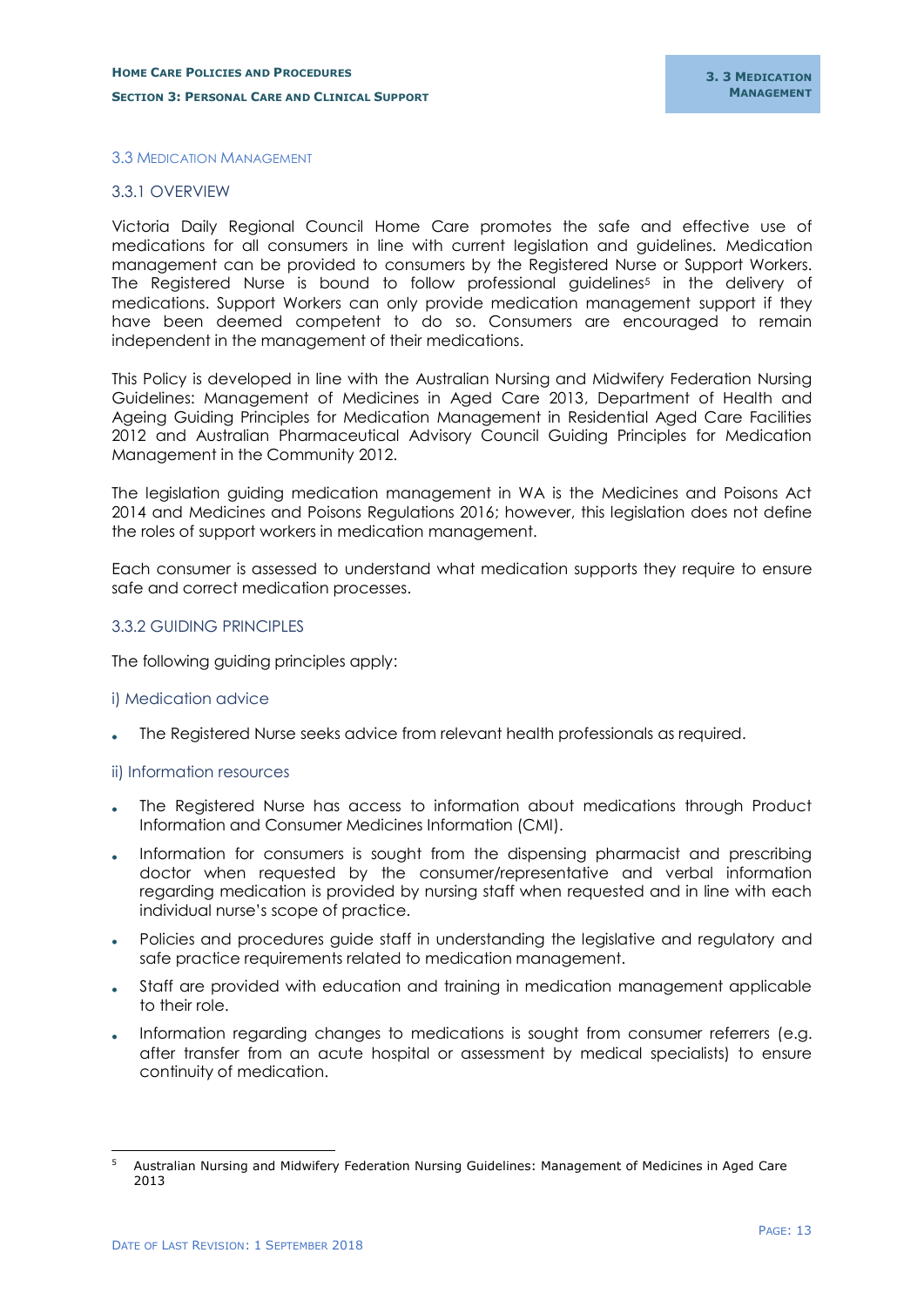### 3.3 Medication Management

#### 3.3.1 OVERVIEW

Victoria Daily Regional Council Home Care promotes the safe and effective use of medications for all consumers in line with current legislation and guidelines. Medication management can be provided to consumers by the Registered Nurse or Support Workers. The Registered Nurse is bound to follow professional guidelines[5] in the delivery of medications. Support Workers can only provide medication management support if they have been deemed competent to do so. Consumers are encouraged to remain independent in the management of their medications.

This Policy is developed in line with the Australian Nursing and Midwifery Federation Nursing Guidelines: Management of Medicines in Aged Care 2013, Department of Health and Ageing Guiding Principles for Medication Management in Residential Aged Care Facilities 2012 and Australian Pharmaceutical Advisory Council Guiding Principles for Medication Management in the Community 2012.

The legislation guiding medication management in WA is the Medicines and Poisons Act 2014 and Medicines and Poisons Regulations 2016; however, this legislation does not define the roles of support workers in medication management.

Each consumer is assessed to understand what medication supports they require to ensure safe and correct medication processes.

#### 3.3.2 GUIDING PRINCIPLES

The following guiding principles apply:

**i) Medication advice**

- The Registered Nurse seeks advice from relevant health professionals as required.

**ii) Information resources**

- The Registered Nurse has access to information about medications through Product Information and Consumer Medicines Information (CMI).
- Information for consumers is sought from the dispensing pharmacist and prescribing doctor when requested by the consumer/representative and verbal information regarding medication is provided by nursing staff when requested and in line with each individual nurse's scope of practice.
- Policies and procedures guide staff in understanding the legislative and regulatory and safe practice requirements related to medication management.
- Staff are provided with education and training in medication management applicable to their role.
- Information regarding changes to medications is sought from consumer referrers (e.g. after transfer from an acute hospital or assessment by medical specialists) to ensure continuity of medication.

---

[5] Australian Nursing and Midwifery Federation Nursing Guidelines: Management of Medicines in Aged Care 2013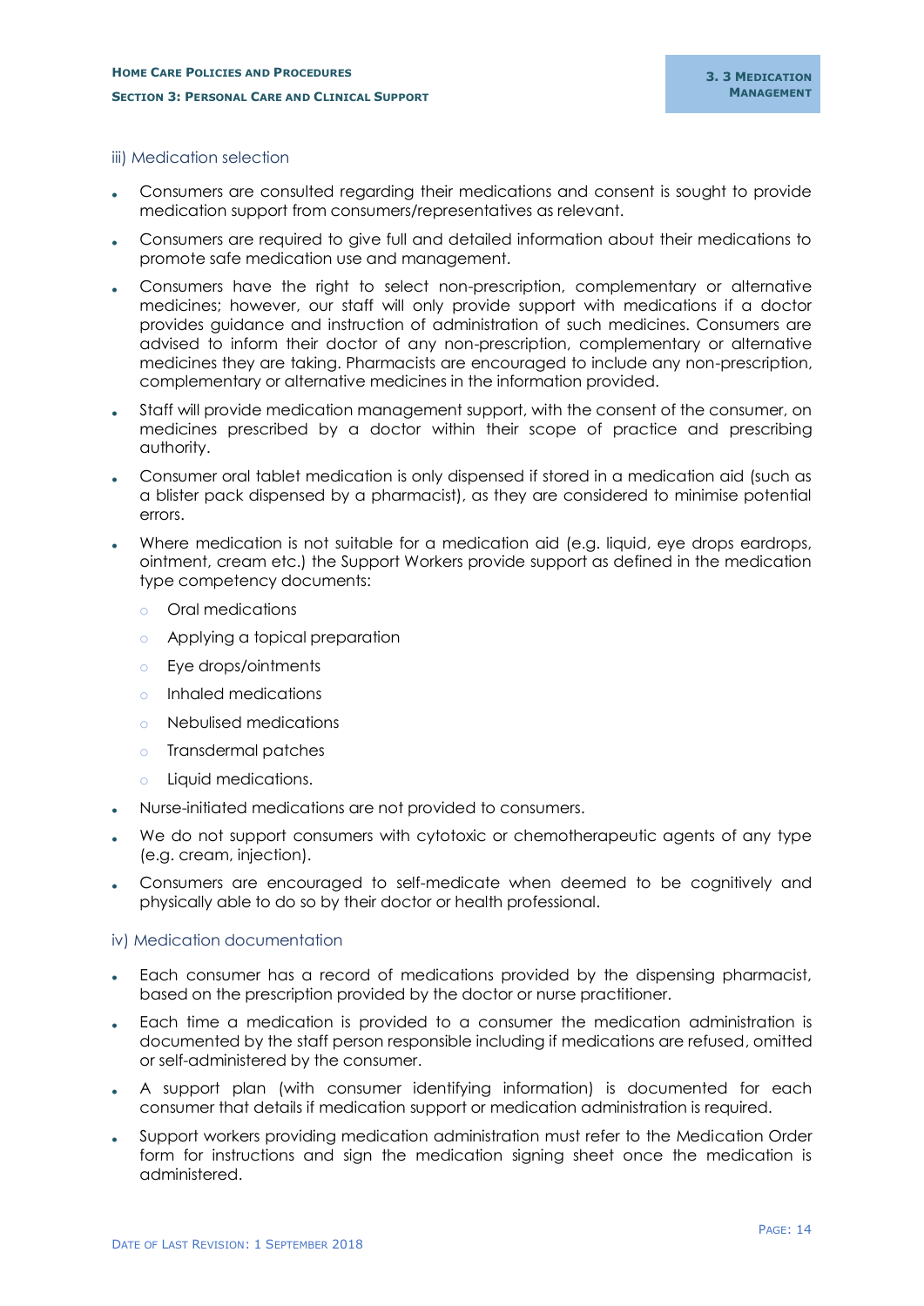### iii) Medication selection

- Consumers are consulted regarding their medications and consent is sought to provide medication support from consumers/representatives as relevant.
- Consumers are required to give full and detailed information about their medications to promote safe medication use and management.
- Consumers have the right to select non-prescription, complementary or alternative medicines; however, our staff will only provide support with medications if a doctor provides guidance and instruction of administration of such medicines. Consumers are advised to inform their doctor of any non-prescription, complementary or alternative medicines they are taking. Pharmacists are encouraged to include any non-prescription, complementary or alternative medicines in the information provided.
- Staff will provide medication management support, with the consent of the consumer, on medicines prescribed by a doctor within their scope of practice and prescribing authority.
- Consumer oral tablet medication is only dispensed if stored in a medication aid (such as a blister pack dispensed by a pharmacist), as they are considered to minimise potential errors.
- Where medication is not suitable for a medication aid (e.g. liquid, eye drops eardrops, ointment, cream etc.) the Support Workers provide support as defined in the medication type competency documents:
  - Oral medications
  - Applying a topical preparation
  - Eye drops/ointments
  - Inhaled medications
  - Nebulised medications
  - Transdermal patches
  - Liquid medications.
- Nurse-initiated medications are not provided to consumers.
- We do not support consumers with cytotoxic or chemotherapeutic agents of any type (e.g. cream, injection).
- Consumers are encouraged to self-medicate when deemed to be cognitively and physically able to do so by their doctor or health professional.

### iv) Medication documentation

- Each consumer has a record of medications provided by the dispensing pharmacist, based on the prescription provided by the doctor or nurse practitioner.
- Each time a medication is provided to a consumer the medication administration is documented by the staff person responsible including if medications are refused, omitted or self-administered by the consumer.
- A support plan (with consumer identifying information) is documented for each consumer that details if medication support or medication administration is required.
- Support workers providing medication administration must refer to the Medication Order form for instructions and sign the medication signing sheet once the medication is administered.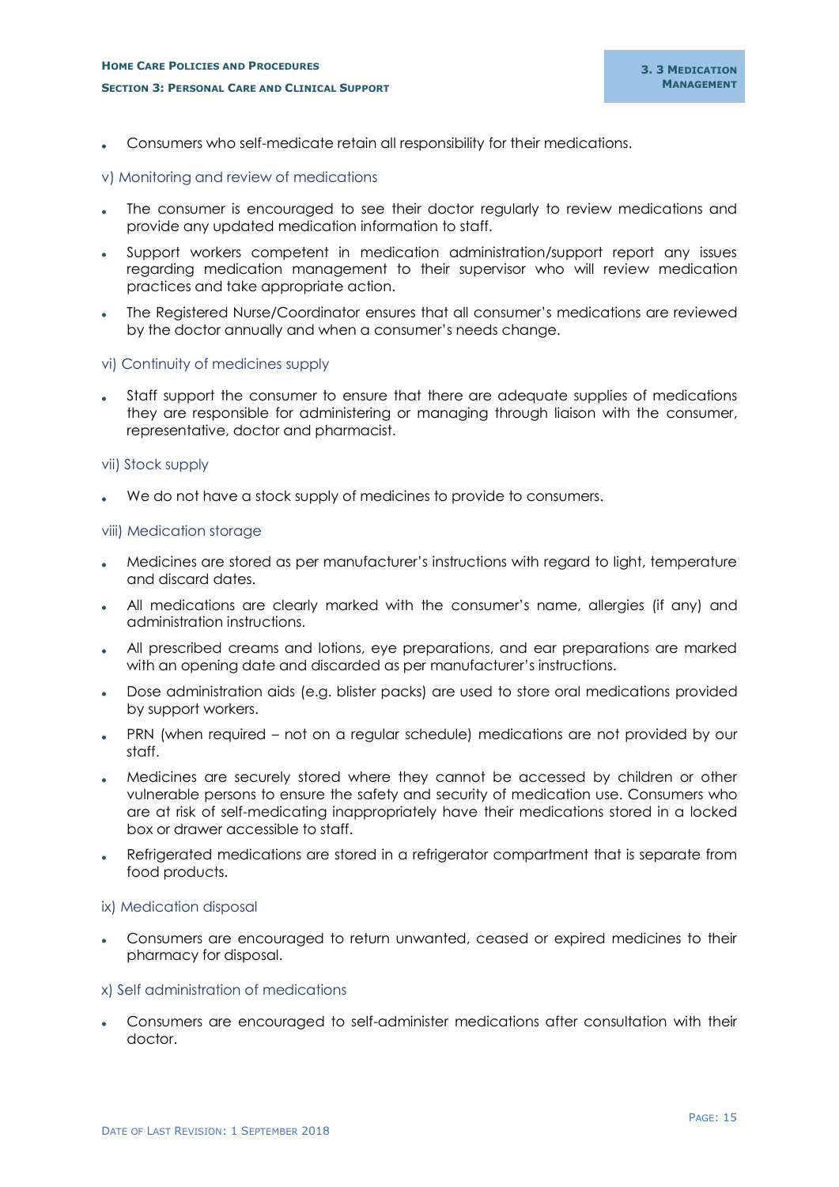- Consumers who self-medicate retain all responsibility for their medications.

### v) Monitoring and review of medications

- The consumer is encouraged to see their doctor regularly to review medications and provide any updated medication information to staff.
- Support workers competent in medication administration/support report any issues regarding medication management to their supervisor who will review medication practices and take appropriate action.
- The Registered Nurse/Coordinator ensures that all consumer's medications are reviewed by the doctor annually and when a consumer's needs change.

### vi) Continuity of medicines supply

- Staff support the consumer to ensure that there are adequate supplies of medications they are responsible for administering or managing through liaison with the consumer, representative, doctor and pharmacist.

### vii) Stock supply

- We do not have a stock supply of medicines to provide to consumers.

### viii) Medication storage

- Medicines are stored as per manufacturer's instructions with regard to light, temperature and discard dates.
- All medications are clearly marked with the consumer's name, allergies (if any) and administration instructions.
- All prescribed creams and lotions, eye preparations, and ear preparations are marked with an opening date and discarded as per manufacturer's instructions.
- Dose administration aids (e.g. blister packs) are used to store oral medications provided by support workers.
- PRN (when required – not on a regular schedule) medications are not provided by our staff.
- Medicines are securely stored where they cannot be accessed by children or other vulnerable persons to ensure the safety and security of medication use. Consumers who are at risk of self-medicating inappropriately have their medications stored in a locked box or drawer accessible to staff.
- Refrigerated medications are stored in a refrigerator compartment that is separate from food products.

### ix) Medication disposal

- Consumers are encouraged to return unwanted, ceased or expired medicines to their pharmacy for disposal.

### x) Self administration of medications

- Consumers are encouraged to self-administer medications after consultation with their doctor.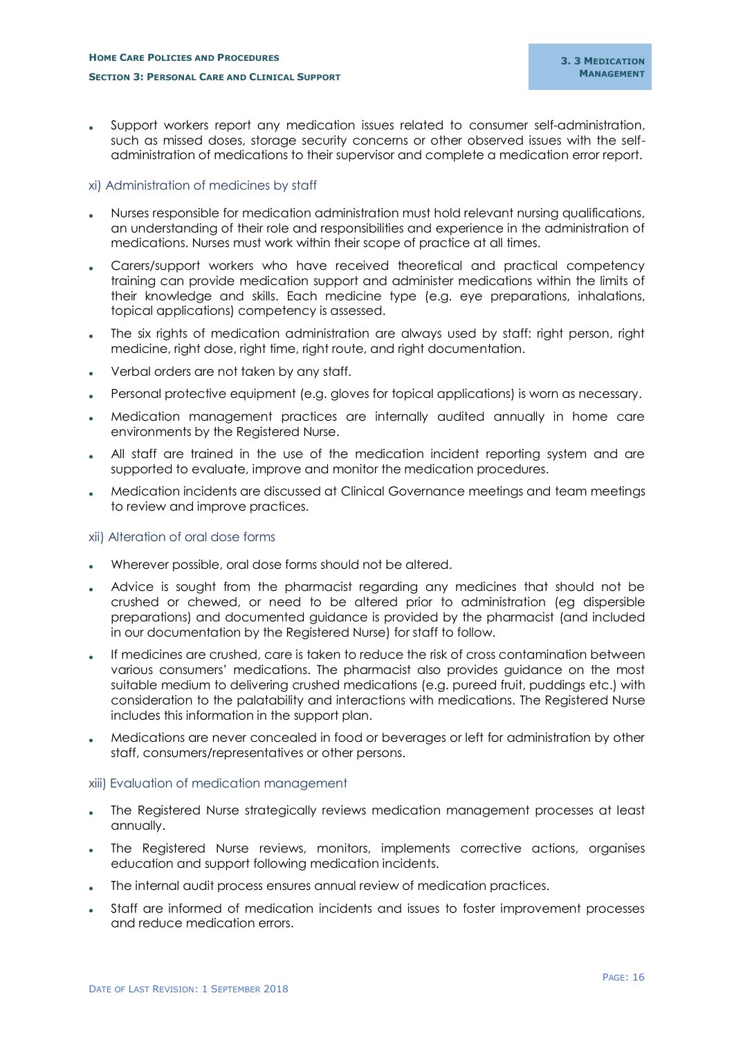- Support workers report any medication issues related to consumer self-administration, such as missed doses, storage security concerns or other observed issues with the self-administration of medications to their supervisor and complete a medication error report.

### xi) Administration of medicines by staff

- Nurses responsible for medication administration must hold relevant nursing qualifications, an understanding of their role and responsibilities and experience in the administration of medications. Nurses must work within their scope of practice at all times.
- Carers/support workers who have received theoretical and practical competency training can provide medication support and administer medications within the limits of their knowledge and skills. Each medicine type (e.g. eye preparations, inhalations, topical applications) competency is assessed.
- The six rights of medication administration are always used by staff: right person, right medicine, right dose, right time, right route, and right documentation.
- Verbal orders are not taken by any staff.
- Personal protective equipment (e.g. gloves for topical applications) is worn as necessary.
- Medication management practices are internally audited annually in home care environments by the Registered Nurse.
- All staff are trained in the use of the medication incident reporting system and are supported to evaluate, improve and monitor the medication procedures.
- Medication incidents are discussed at Clinical Governance meetings and team meetings to review and improve practices.

### xii) Alteration of oral dose forms

- Wherever possible, oral dose forms should not be altered.
- Advice is sought from the pharmacist regarding any medicines that should not be crushed or chewed, or need to be altered prior to administration (eg dispersible preparations) and documented guidance is provided by the pharmacist (and included in our documentation by the Registered Nurse) for staff to follow.
- If medicines are crushed, care is taken to reduce the risk of cross contamination between various consumers' medications. The pharmacist also provides guidance on the most suitable medium to delivering crushed medications (e.g. pureed fruit, puddings etc.) with consideration to the palatability and interactions with medications. The Registered Nurse includes this information in the support plan.
- Medications are never concealed in food or beverages or left for administration by other staff, consumers/representatives or other persons.

### xiii) Evaluation of medication management

- The Registered Nurse strategically reviews medication management processes at least annually.
- The Registered Nurse reviews, monitors, implements corrective actions, organises education and support following medication incidents.
- The internal audit process ensures annual review of medication practices.
- Staff are informed of medication incidents and issues to foster improvement processes and reduce medication errors.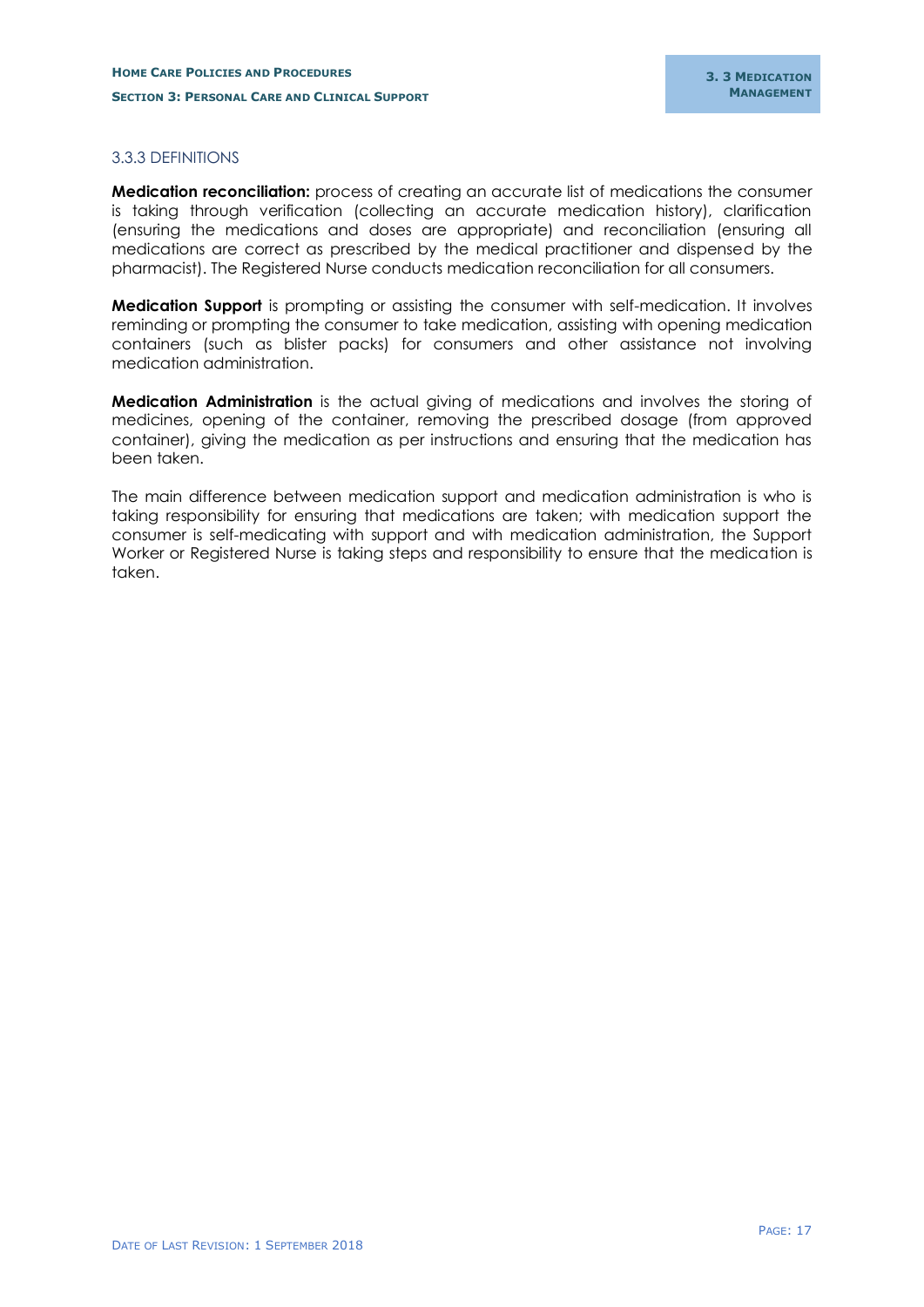### 3.3.3 DEFINITIONS

**Medication reconciliation:** process of creating an accurate list of medications the consumer is taking through verification (collecting an accurate medication history), clarification (ensuring the medications and doses are appropriate) and reconciliation (ensuring all medications are correct as prescribed by the medical practitioner and dispensed by the pharmacist). The Registered Nurse conducts medication reconciliation for all consumers.

**Medication Support** is prompting or assisting the consumer with self-medication. It involves reminding or prompting the consumer to take medication, assisting with opening medication containers (such as blister packs) for consumers and other assistance not involving medication administration.

**Medication Administration** is the actual giving of medications and involves the storing of medicines, opening of the container, removing the prescribed dosage (from approved container), giving the medication as per instructions and ensuring that the medication has been taken.

The main difference between medication support and medication administration is who is taking responsibility for ensuring that medications are taken; with medication support the consumer is self-medicating with support and with medication administration, the Support Worker or Registered Nurse is taking steps and responsibility to ensure that the medication is taken.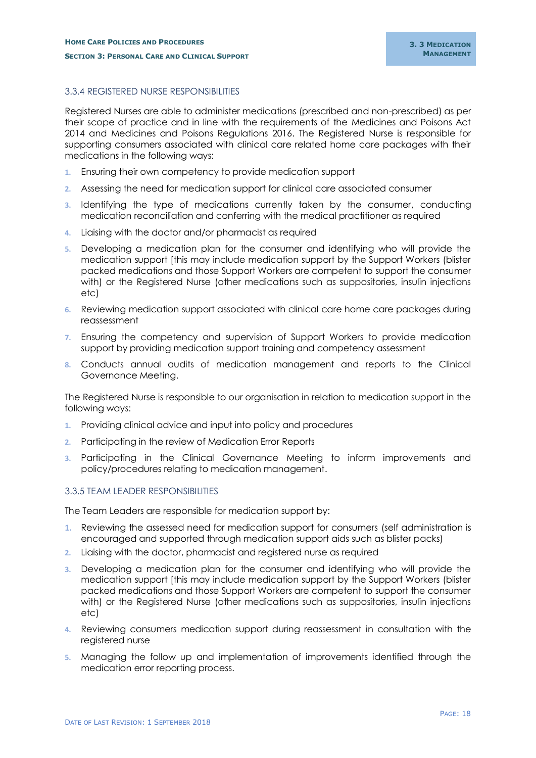### 3.3.4 REGISTERED NURSE RESPONSIBILITIES

Registered Nurses are able to administer medications (prescribed and non-prescribed) as per their scope of practice and in line with the requirements of the Medicines and Poisons Act 2014 and Medicines and Poisons Regulations 2016. The Registered Nurse is responsible for supporting consumers associated with clinical care related home care packages with their medications in the following ways:

1. Ensuring their own competency to provide medication support
2. Assessing the need for medication support for clinical care associated consumer
3. Identifying the type of medications currently taken by the consumer, conducting medication reconciliation and conferring with the medical practitioner as required
4. Liaising with the doctor and/or pharmacist as required
5. Developing a medication plan for the consumer and identifying who will provide the medication support [this may include medication support by the Support Workers (blister packed medications and those Support Workers are competent to support the consumer with) or the Registered Nurse (other medications such as suppositories, insulin injections etc)
6. Reviewing medication support associated with clinical care home care packages during reassessment
7. Ensuring the competency and supervision of Support Workers to provide medication support by providing medication support training and competency assessment
8. Conducts annual audits of medication management and reports to the Clinical Governance Meeting.

The Registered Nurse is responsible to our organisation in relation to medication support in the following ways:

1. Providing clinical advice and input into policy and procedures
2. Participating in the review of Medication Error Reports
3. Participating in the Clinical Governance Meeting to inform improvements and policy/procedures relating to medication management.

### 3.3.5 TEAM LEADER RESPONSIBILITIES

The Team Leaders are responsible for medication support by:

1. Reviewing the assessed need for medication support for consumers (self administration is encouraged and supported through medication support aids such as blister packs)
2. Liaising with the doctor, pharmacist and registered nurse as required
3. Developing a medication plan for the consumer and identifying who will provide the medication support [this may include medication support by the Support Workers (blister packed medications and those Support Workers are competent to support the consumer with) or the Registered Nurse (other medications such as suppositories, insulin injections etc)
4. Reviewing consumers medication support during reassessment in consultation with the registered nurse
5. Managing the follow up and implementation of improvements identified through the medication error reporting process.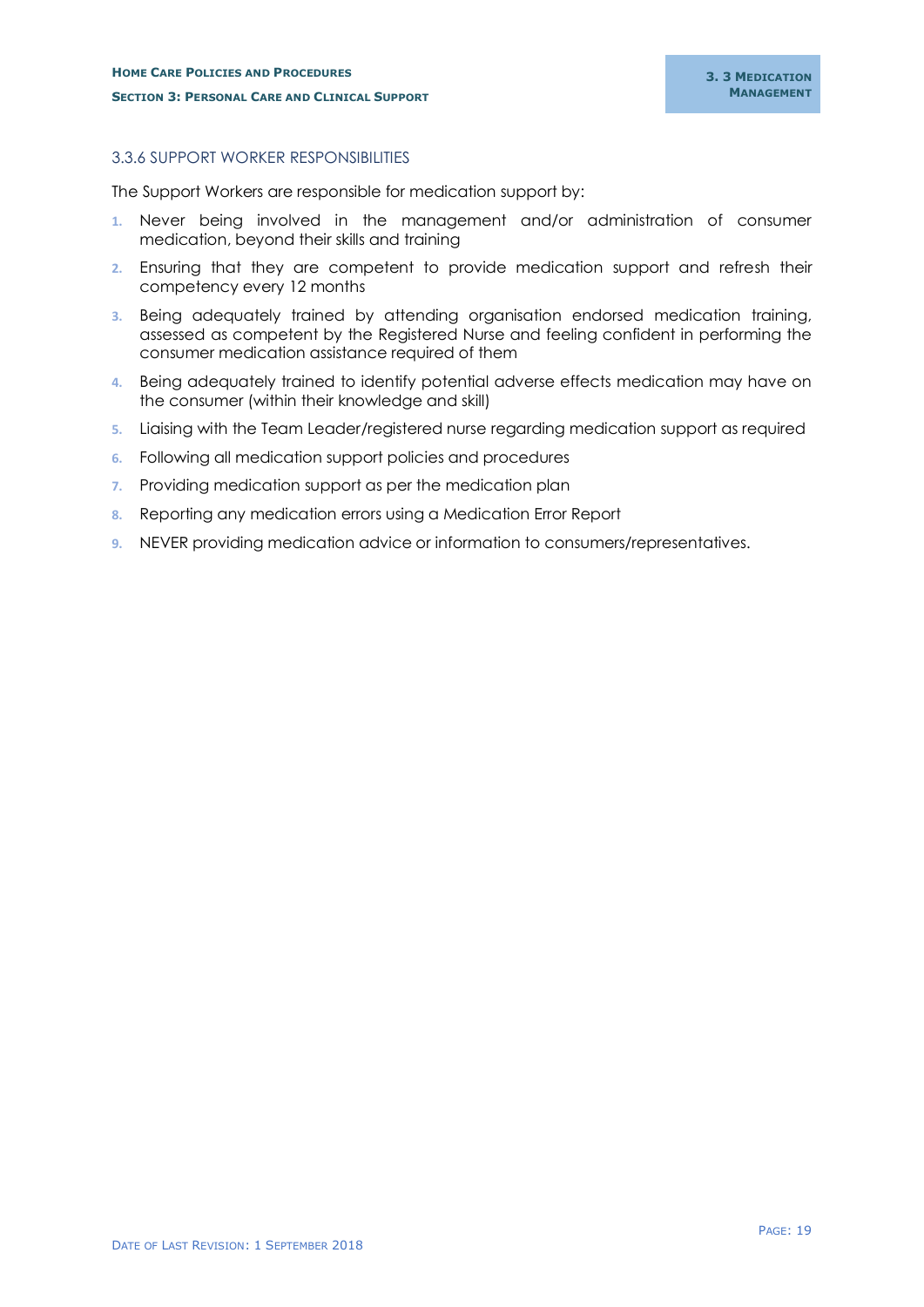### 3.3.6 SUPPORT WORKER RESPONSIBILITIES

The Support Workers are responsible for medication support by:

1. Never being involved in the management and/or administration of consumer medication, beyond their skills and training
2. Ensuring that they are competent to provide medication support and refresh their competency every 12 months
3. Being adequately trained by attending organisation endorsed medication training, assessed as competent by the Registered Nurse and feeling confident in performing the consumer medication assistance required of them
4. Being adequately trained to identify potential adverse effects medication may have on the consumer (within their knowledge and skill)
5. Liaising with the Team Leader/registered nurse regarding medication support as required
6. Following all medication support policies and procedures
7. Providing medication support as per the medication plan
8. Reporting any medication errors using a Medication Error Report
9. NEVER providing medication advice or information to consumers/representatives.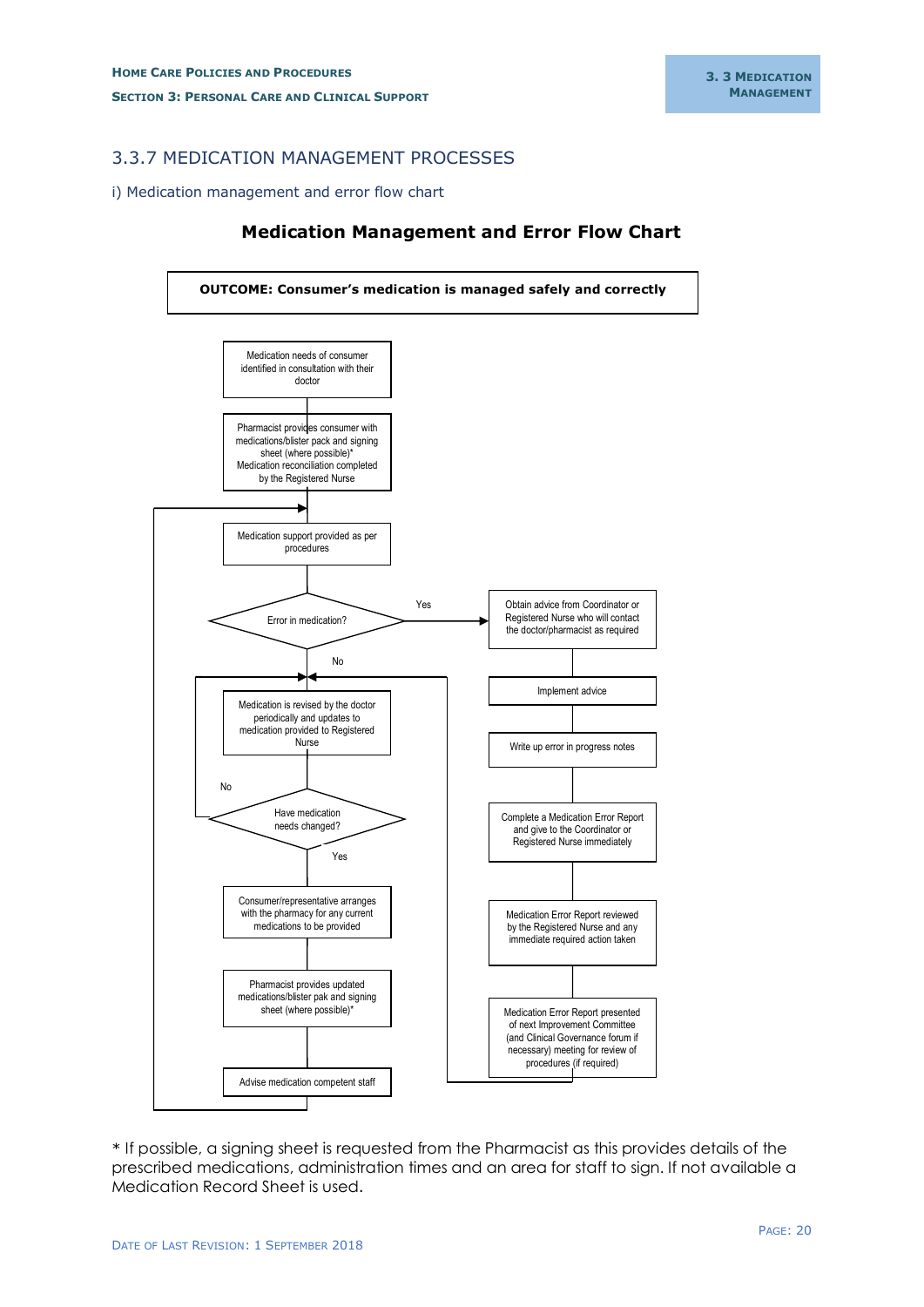## 3.3.7 MEDICATION MANAGEMENT PROCESSES

i) Medication management and error flow chart

**Medication Management and Error Flow Chart**

**OUTCOME: Consumer's medication is managed safely and correctly**

Medication needs of consumer identified in consultation with their doctor

Pharmacist provides consumer with medications/blister pack and signing sheet (where possible)*
Medication reconciliation completed by the Registered Nurse

Medication support provided as per procedures

Error in medication?

Yes → Obtain advice from Coordinator or Registered Nurse who will contact the doctor/pharmacist as required

Implement advice

Write up error in progress notes

Complete a Medication Error Report and give to the Coordinator or Registered Nurse immediately

Medication Error Report reviewed by the Registered Nurse and any immediate required action taken

Medication Error Report presented of next Improvement Committee (and Clinical Governance forum if necessary) meeting for review of procedures (if required)

No → Medication is revised by the doctor periodically and updates to medication provided to Registered Nurse

Have medication needs changed?

No → (return to Medication is revised by the doctor periodically)

Yes → Consumer/representative arranges with the pharmacy for any current medications to be provided

Pharmacist provides updated medications/blister pak and signing sheet (where possible)*

Advise medication competent staff → (return to Medication support provided as per procedures)

\* If possible, a signing sheet is requested from the Pharmacist as this provides details of the prescribed medications, administration times and an area for staff to sign. If not available a Medication Record Sheet is used.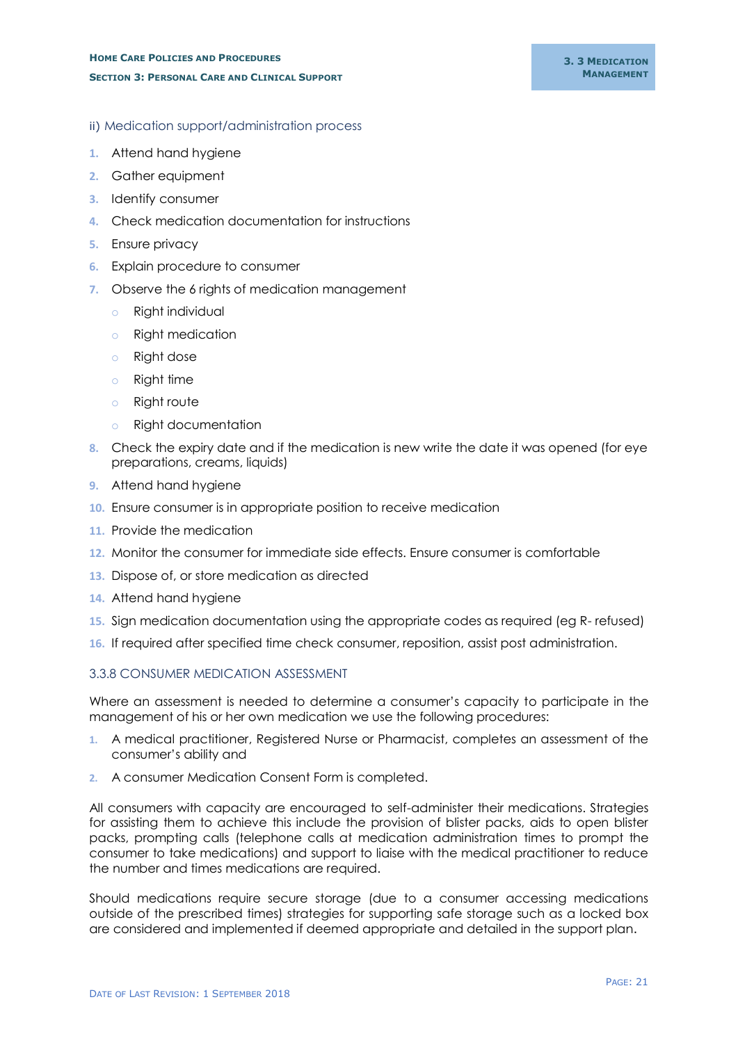### ii) Medication support/administration process

1. Attend hand hygiene
2. Gather equipment
3. Identify consumer
4. Check medication documentation for instructions
5. Ensure privacy
6. Explain procedure to consumer
7. Observe the 6 rights of medication management
   - Right individual
   - Right medication
   - Right dose
   - Right time
   - Right route
   - Right documentation
8. Check the expiry date and if the medication is new write the date it was opened (for eye preparations, creams, liquids)
9. Attend hand hygiene
10. Ensure consumer is in appropriate position to receive medication
11. Provide the medication
12. Monitor the consumer for immediate side effects. Ensure consumer is comfortable
13. Dispose of, or store medication as directed
14. Attend hand hygiene
15. Sign medication documentation using the appropriate codes as required (eg R- refused)
16. If required after specified time check consumer, reposition, assist post administration.

## 3.3.8 CONSUMER MEDICATION ASSESSMENT

Where an assessment is needed to determine a consumer's capacity to participate in the management of his or her own medication we use the following procedures:

1. A medical practitioner, Registered Nurse or Pharmacist, completes an assessment of the consumer's ability and
2. A consumer Medication Consent Form is completed.

All consumers with capacity are encouraged to self-administer their medications. Strategies for assisting them to achieve this include the provision of blister packs, aids to open blister packs, prompting calls (telephone calls at medication administration times to prompt the consumer to take medications) and support to liaise with the medical practitioner to reduce the number and times medications are required.

Should medications require secure storage (due to a consumer accessing medications outside of the prescribed times) strategies for supporting safe storage such as a locked box are considered and implemented if deemed appropriate and detailed in the support plan.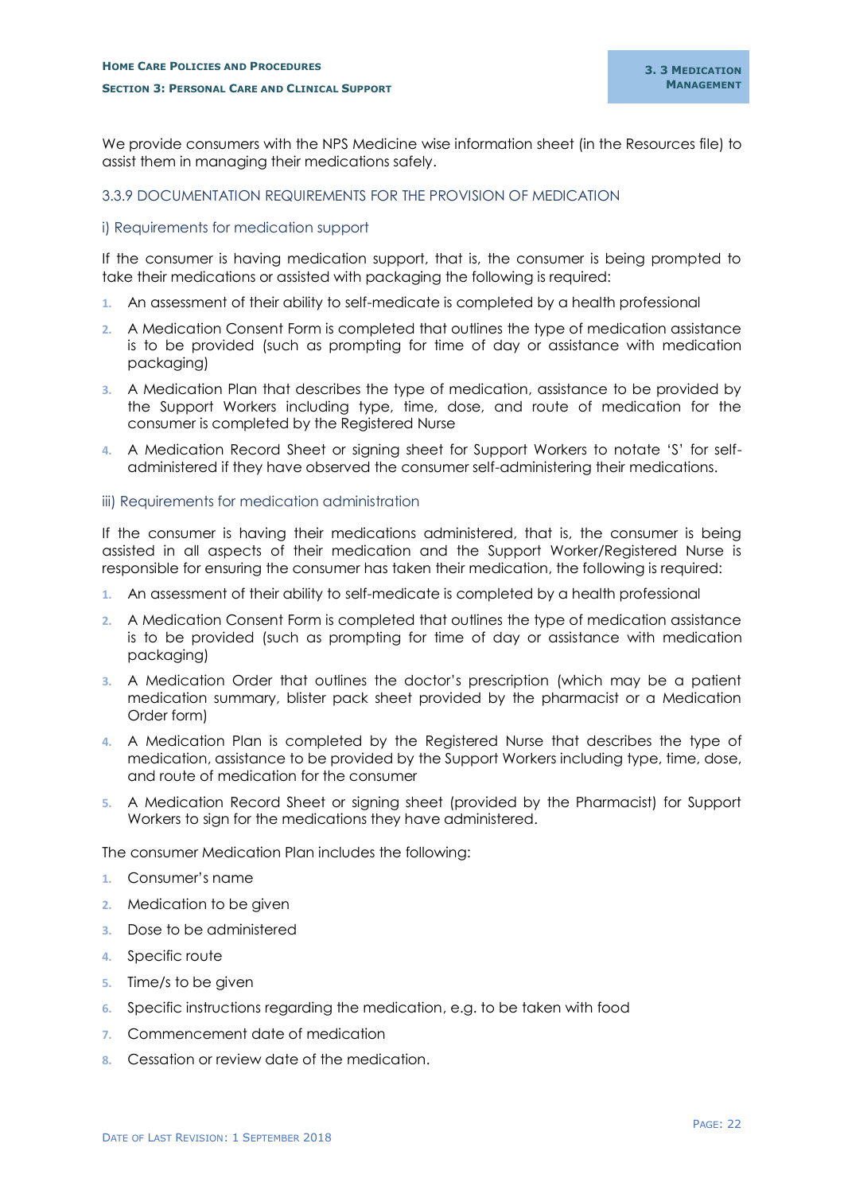We provide consumers with the NPS Medicine wise information sheet (in the Resources file) to assist them in managing their medications safely.

### 3.3.9 DOCUMENTATION REQUIREMENTS FOR THE PROVISION OF MEDICATION

#### i) Requirements for medication support

If the consumer is having medication support, that is, the consumer is being prompted to take their medications or assisted with packaging the following is required:

1. An assessment of their ability to self-medicate is completed by a health professional
2. A Medication Consent Form is completed that outlines the type of medication assistance is to be provided (such as prompting for time of day or assistance with medication packaging)
3. A Medication Plan that describes the type of medication, assistance to be provided by the Support Workers including type, time, dose, and route of medication for the consumer is completed by the Registered Nurse
4. A Medication Record Sheet or signing sheet for Support Workers to notate 'S' for self-administered if they have observed the consumer self-administering their medications.

#### iii) Requirements for medication administration

If the consumer is having their medications administered, that is, the consumer is being assisted in all aspects of their medication and the Support Worker/Registered Nurse is responsible for ensuring the consumer has taken their medication, the following is required:

1. An assessment of their ability to self-medicate is completed by a health professional
2. A Medication Consent Form is completed that outlines the type of medication assistance is to be provided (such as prompting for time of day or assistance with medication packaging)
3. A Medication Order that outlines the doctor's prescription (which may be a patient medication summary, blister pack sheet provided by the pharmacist or a Medication Order form)
4. A Medication Plan is completed by the Registered Nurse that describes the type of medication, assistance to be provided by the Support Workers including type, time, dose, and route of medication for the consumer
5. A Medication Record Sheet or signing sheet (provided by the Pharmacist) for Support Workers to sign for the medications they have administered.

The consumer Medication Plan includes the following:

1. Consumer's name
2. Medication to be given
3. Dose to be administered
4. Specific route
5. Time/s to be given
6. Specific instructions regarding the medication, e.g. to be taken with food
7. Commencement date of medication
8. Cessation or review date of the medication.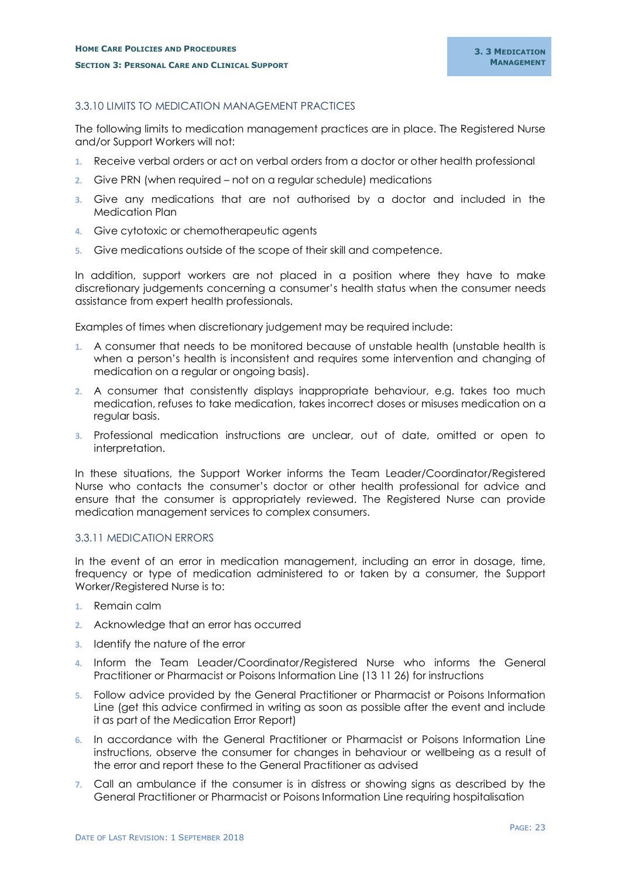### 3.3.10 LIMITS TO MEDICATION MANAGEMENT PRACTICES

The following limits to medication management practices are in place. The Registered Nurse and/or Support Workers will not:

1. Receive verbal orders or act on verbal orders from a doctor or other health professional
2. Give PRN (when required – not on a regular schedule) medications
3. Give any medications that are not authorised by a doctor and included in the Medication Plan
4. Give cytotoxic or chemotherapeutic agents
5. Give medications outside of the scope of their skill and competence.

In addition, support workers are not placed in a position where they have to make discretionary judgements concerning a consumer's health status when the consumer needs assistance from expert health professionals.

Examples of times when discretionary judgement may be required include:

1. A consumer that needs to be monitored because of unstable health (unstable health is when a person's health is inconsistent and requires some intervention and changing of medication on a regular or ongoing basis).
2. A consumer that consistently displays inappropriate behaviour, e.g. takes too much medication, refuses to take medication, takes incorrect doses or misuses medication on a regular basis.
3. Professional medication instructions are unclear, out of date, omitted or open to interpretation.

In these situations, the Support Worker informs the Team Leader/Coordinator/Registered Nurse who contacts the consumer's doctor or other health professional for advice and ensure that the consumer is appropriately reviewed. The Registered Nurse can provide medication management services to complex consumers.

### 3.3.11 MEDICATION ERRORS

In the event of an error in medication management, including an error in dosage, time, frequency or type of medication administered to or taken by a consumer, the Support Worker/Registered Nurse is to:

1. Remain calm
2. Acknowledge that an error has occurred
3. Identify the nature of the error
4. Inform the Team Leader/Coordinator/Registered Nurse who informs the General Practitioner or Pharmacist or Poisons Information Line (13 11 26) for instructions
5. Follow advice provided by the General Practitioner or Pharmacist or Poisons Information Line (get this advice confirmed in writing as soon as possible after the event and include it as part of the Medication Error Report)
6. In accordance with the General Practitioner or Pharmacist or Poisons Information Line instructions, observe the consumer for changes in behaviour or wellbeing as a result of the error and report these to the General Practitioner as advised
7. Call an ambulance if the consumer is in distress or showing signs as described by the General Practitioner or Pharmacist or Poisons Information Line requiring hospitalisation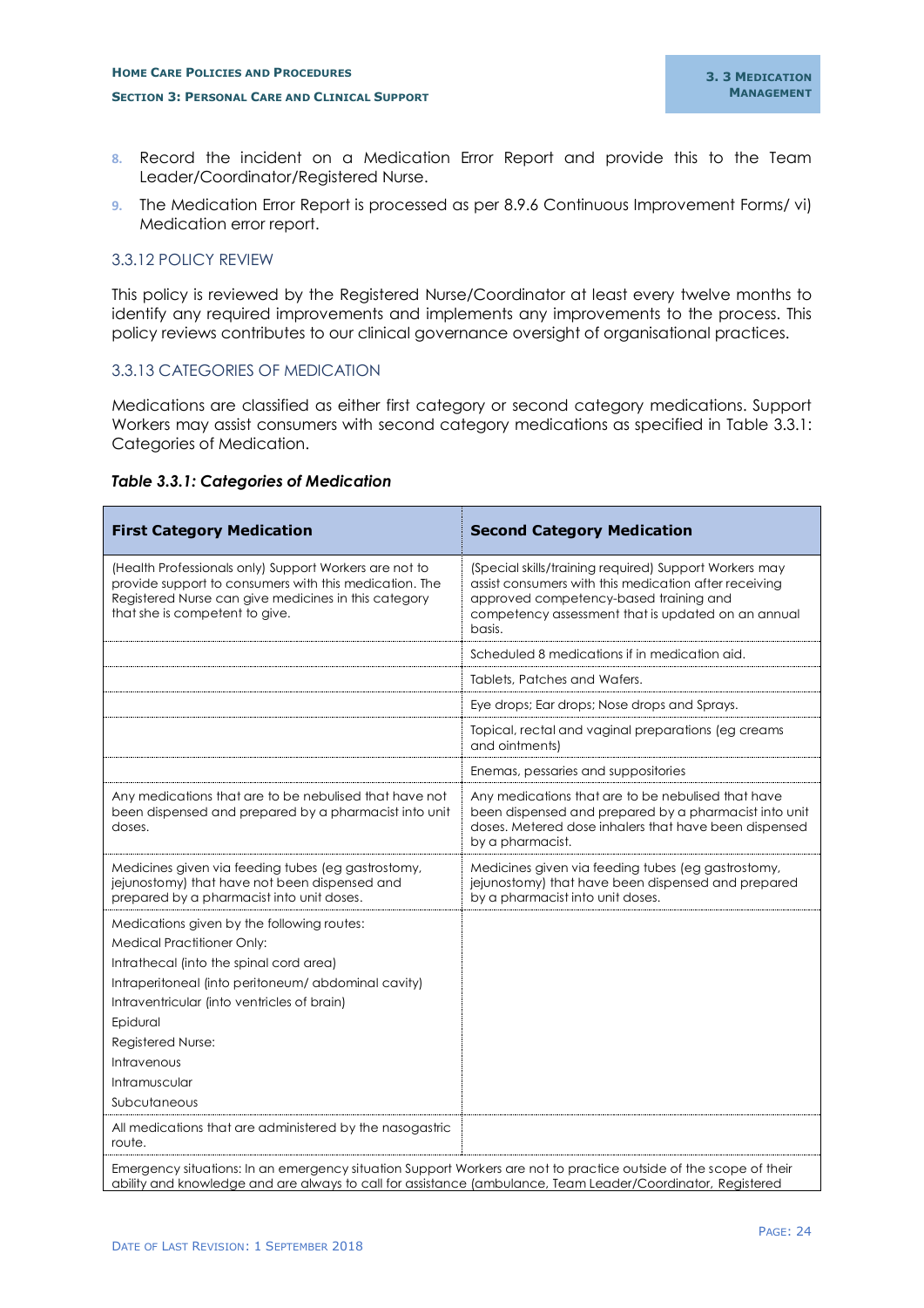8. Record the incident on a Medication Error Report and provide this to the Team Leader/Coordinator/Registered Nurse.
9. The Medication Error Report is processed as per 8.9.6 Continuous Improvement Forms/ vi) Medication error report.

### 3.3.12 POLICY REVIEW

This policy is reviewed by the Registered Nurse/Coordinator at least every twelve months to identify any required improvements and implements any improvements to the process. This policy reviews contributes to our clinical governance oversight of organisational practices.

### 3.3.13 CATEGORIES OF MEDICATION

Medications are classified as either first category or second category medications. Support Workers may assist consumers with second category medications as specified in Table 3.3.1: Categories of Medication.

***Table 3.3.1: Categories of Medication***

| First Category Medication | Second Category Medication |
| --- | --- |
| (Health Professionals only) Support Workers are not to provide support to consumers with this medication. The Registered Nurse can give medicines in this category that she is competent to give. | (Special skills/training required) Support Workers may assist consumers with this medication after receiving approved competency-based training and competency assessment that is updated on an annual basis. |
| | Scheduled 8 medications if in medication aid. |
| | Tablets, Patches and Wafers. |
| | Eye drops; Ear drops; Nose drops and Sprays. |
| | Topical, rectal and vaginal preparations (eg creams and ointments) |
| | Enemas, pessaries and suppositories |
| Any medications that are to be nebulised that have not been dispensed and prepared by a pharmacist into unit doses. | Any medications that are to be nebulised that have been dispensed and prepared by a pharmacist into unit doses. Metered dose inhalers that have been dispensed by a pharmacist. |
| Medicines given via feeding tubes (eg gastrostomy, jejunostomy) that have not been dispensed and prepared by a pharmacist into unit doses. | Medicines given via feeding tubes (eg gastrostomy, jejunostomy) that have been dispensed and prepared by a pharmacist into unit doses. |
| Medications given by the following routes:<br>Medical Practitioner Only:<br>Intrathecal (into the spinal cord area)<br>Intraperitoneal (into peritoneum/ abdominal cavity)<br>Intraventricular (into ventricles of brain)<br>Epidural<br>Registered Nurse:<br>Intravenous<br>Intramuscular<br>Subcutaneous | |
| All medications that are administered by the nasogastric route. | |
| Emergency situations: In an emergency situation Support Workers are not to practice outside of the scope of their ability and knowledge and are always to call for assistance (ambulance, Team Leader/Coordinator, Registered | |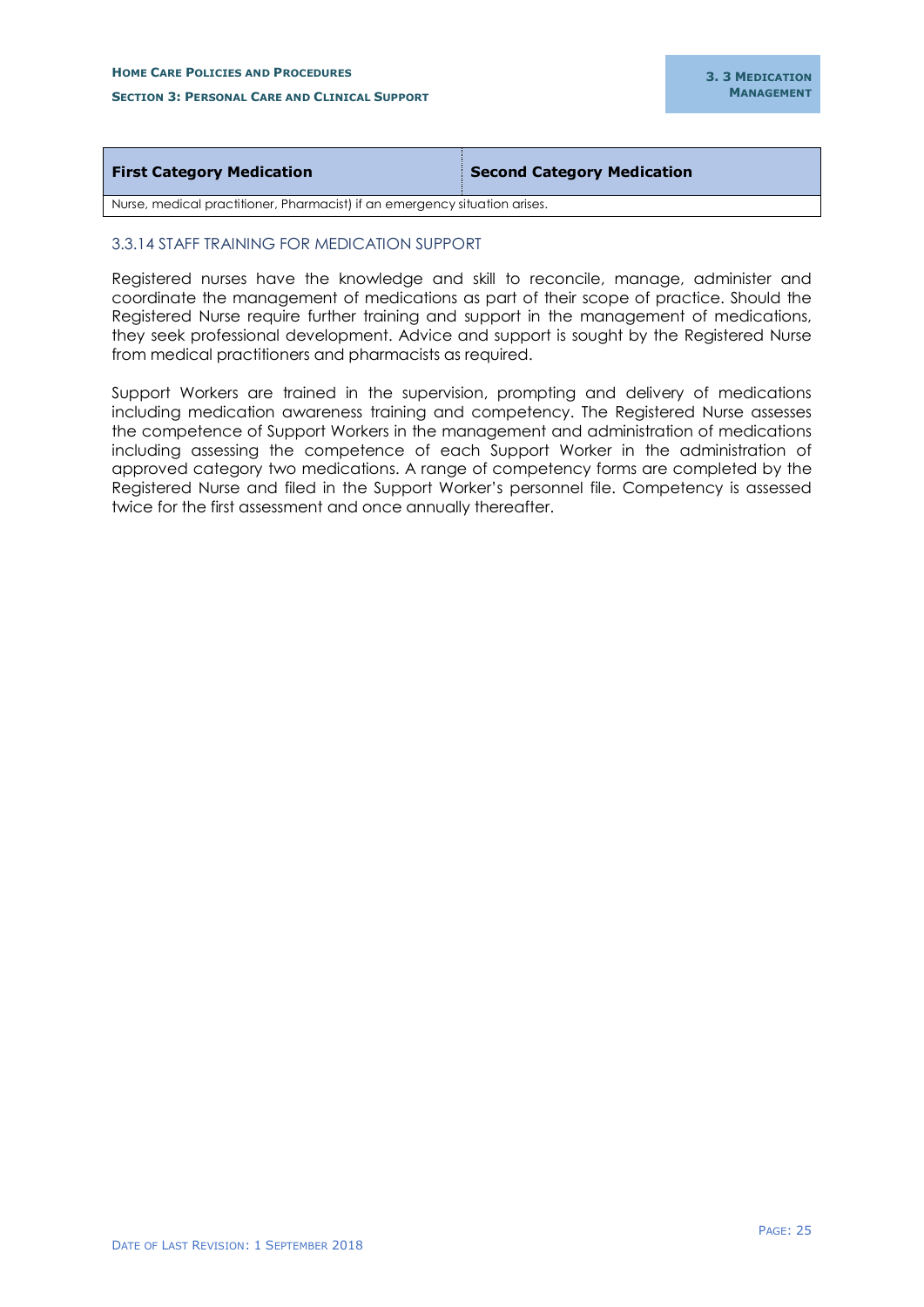| First Category Medication | Second Category Medication |
|---|---|
| Nurse, medical practitioner, Pharmacist) if an emergency situation arises. | |

### 3.3.14 STAFF TRAINING FOR MEDICATION SUPPORT

Registered nurses have the knowledge and skill to reconcile, manage, administer and coordinate the management of medications as part of their scope of practice. Should the Registered Nurse require further training and support in the management of medications, they seek professional development. Advice and support is sought by the Registered Nurse from medical practitioners and pharmacists as required.

Support Workers are trained in the supervision, prompting and delivery of medications including medication awareness training and competency. The Registered Nurse assesses the competence of Support Workers in the management and administration of medications including assessing the competence of each Support Worker in the administration of approved category two medications. A range of competency forms are completed by the Registered Nurse and filed in the Support Worker's personnel file. Competency is assessed twice for the first assessment and once annually thereafter.